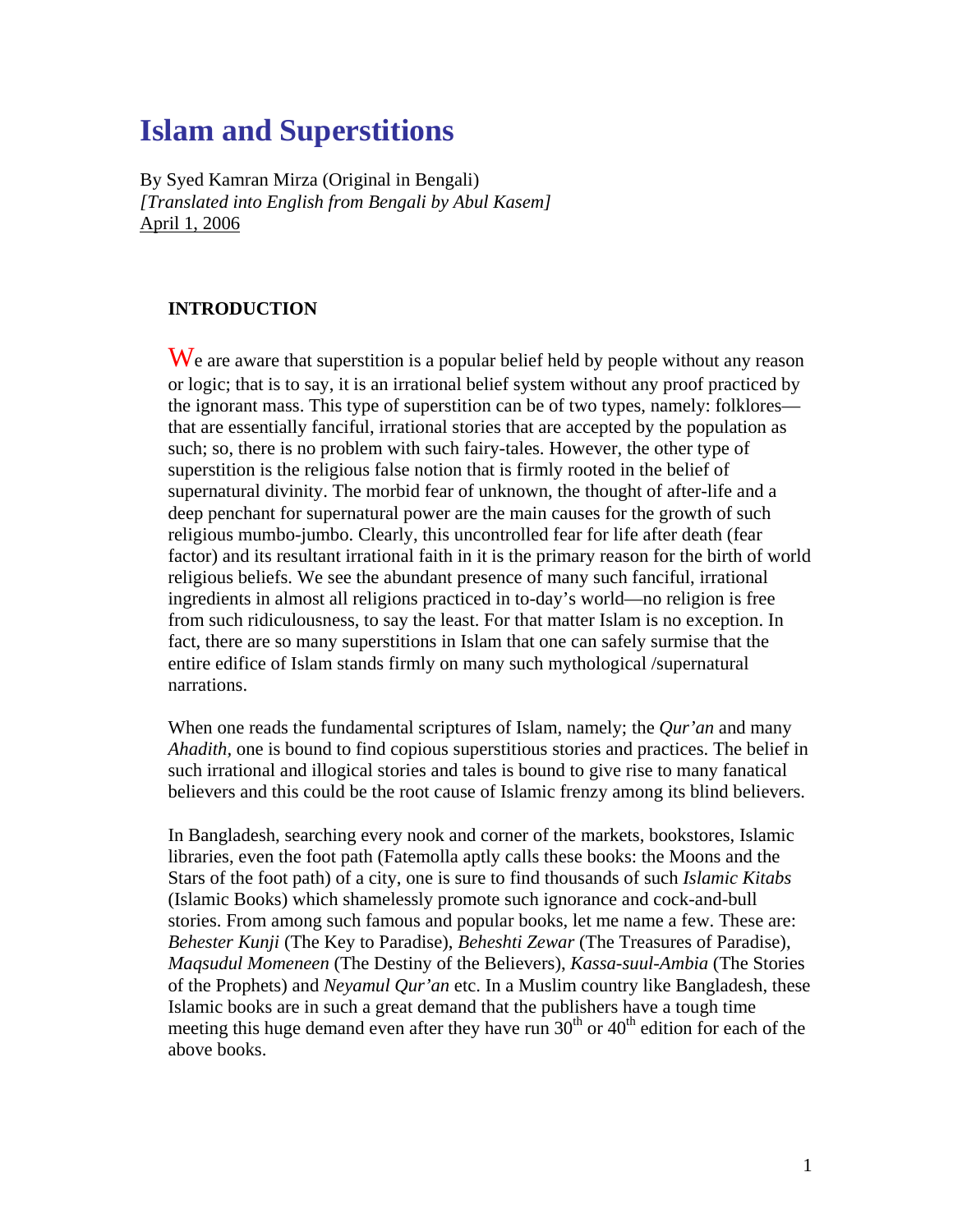# Islam and Superstitions

By Syed Kamran Mirza (Original in Bengali)
*[Translated into English from Bengali by Abul Kasem]*
April 1, 2006

## INTRODUCTION

We are aware that superstition is a popular belief held by people without any reason or logic; that is to say, it is an irrational belief system without any proof practiced by the ignorant mass. This type of superstition can be of two types, namely: folklores—that are essentially fanciful, irrational stories that are accepted by the population as such; so, there is no problem with such fairy-tales. However, the other type of superstition is the religious false notion that is firmly rooted in the belief of supernatural divinity. The morbid fear of unknown, the thought of after-life and a deep penchant for supernatural power are the main causes for the growth of such religious mumbo-jumbo. Clearly, this uncontrolled fear for life after death (fear factor) and its resultant irrational faith in it is the primary reason for the birth of world religious beliefs. We see the abundant presence of many such fanciful, irrational ingredients in almost all religions practiced in to-day's world—no religion is free from such ridiculousness, to say the least. For that matter Islam is no exception. In fact, there are so many superstitions in Islam that one can safely surmise that the entire edifice of Islam stands firmly on many such mythological /supernatural narrations.

When one reads the fundamental scriptures of Islam, namely; the *Qur'an* and many *Ahadith*, one is bound to find copious superstitious stories and practices. The belief in such irrational and illogical stories and tales is bound to give rise to many fanatical believers and this could be the root cause of Islamic frenzy among its blind believers.

In Bangladesh, searching every nook and corner of the markets, bookstores, Islamic libraries, even the foot path (Fatemolla aptly calls these books: the Moons and the Stars of the foot path) of a city, one is sure to find thousands of such *Islamic Kitabs* (Islamic Books) which shamelessly promote such ignorance and cock-and-bull stories. From among such famous and popular books, let me name a few. These are: *Behester Kunji* (The Key to Paradise), *Beheshti Zewar* (The Treasures of Paradise), *Maqsudul Momeneen* (The Destiny of the Believers), *Kassa-suul-Ambia* (The Stories of the Prophets) and *Neyamul Qur'an* etc. In a Muslim country like Bangladesh, these Islamic books are in such a great demand that the publishers have a tough time meeting this huge demand even after they have run 30th or 40th edition for each of the above books.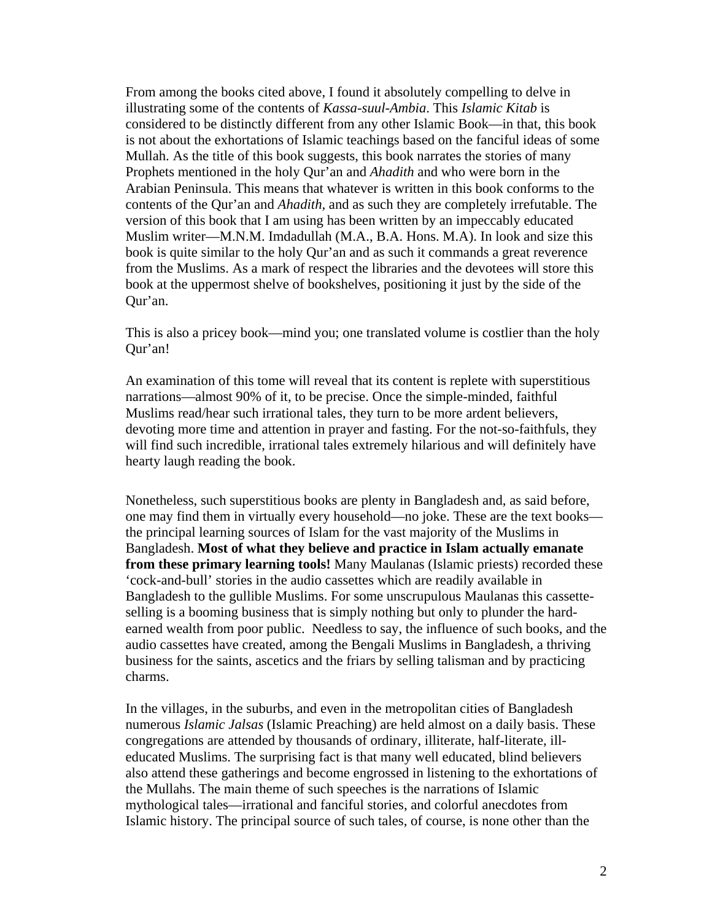From among the books cited above, I found it absolutely compelling to delve in illustrating some of the contents of *Kassa-suul-Ambia*. This *Islamic Kitab* is considered to be distinctly different from any other Islamic Book—in that, this book is not about the exhortations of Islamic teachings based on the fanciful ideas of some Mullah. As the title of this book suggests, this book narrates the stories of many Prophets mentioned in the holy Qur'an and *Ahadith* and who were born in the Arabian Peninsula. This means that whatever is written in this book conforms to the contents of the Qur'an and *Ahadith*, and as such they are completely irrefutable. The version of this book that I am using has been written by an impeccably educated Muslim writer—M.N.M. Imdadullah (M.A., B.A. Hons. M.A). In look and size this book is quite similar to the holy Qur'an and as such it commands a great reverence from the Muslims. As a mark of respect the libraries and the devotees will store this book at the uppermost shelve of bookshelves, positioning it just by the side of the Qur'an.

This is also a pricey book—mind you; one translated volume is costlier than the holy Qur'an!

An examination of this tome will reveal that its content is replete with superstitious narrations—almost 90% of it, to be precise. Once the simple-minded, faithful Muslims read/hear such irrational tales, they turn to be more ardent believers, devoting more time and attention in prayer and fasting. For the not-so-faithfuls, they will find such incredible, irrational tales extremely hilarious and will definitely have hearty laugh reading the book.

Nonetheless, such superstitious books are plenty in Bangladesh and, as said before, one may find them in virtually every household—no joke. These are the text books—the principal learning sources of Islam for the vast majority of the Muslims in Bangladesh. **Most of what they believe and practice in Islam actually emanate from these primary learning tools!** Many Maulanas (Islamic priests) recorded these 'cock-and-bull' stories in the audio cassettes which are readily available in Bangladesh to the gullible Muslims. For some unscrupulous Maulanas this cassette-selling is a booming business that is simply nothing but only to plunder the hard-earned wealth from poor public. Needless to say, the influence of such books, and the audio cassettes have created, among the Bengali Muslims in Bangladesh, a thriving business for the saints, ascetics and the friars by selling talisman and by practicing charms.

In the villages, in the suburbs, and even in the metropolitan cities of Bangladesh numerous *Islamic Jalsas* (Islamic Preaching) are held almost on a daily basis. These congregations are attended by thousands of ordinary, illiterate, half-literate, ill-educated Muslims. The surprising fact is that many well educated, blind believers also attend these gatherings and become engrossed in listening to the exhortations of the Mullahs. The main theme of such speeches is the narrations of Islamic mythological tales—irrational and fanciful stories, and colorful anecdotes from Islamic history. The principal source of such tales, of course, is none other than the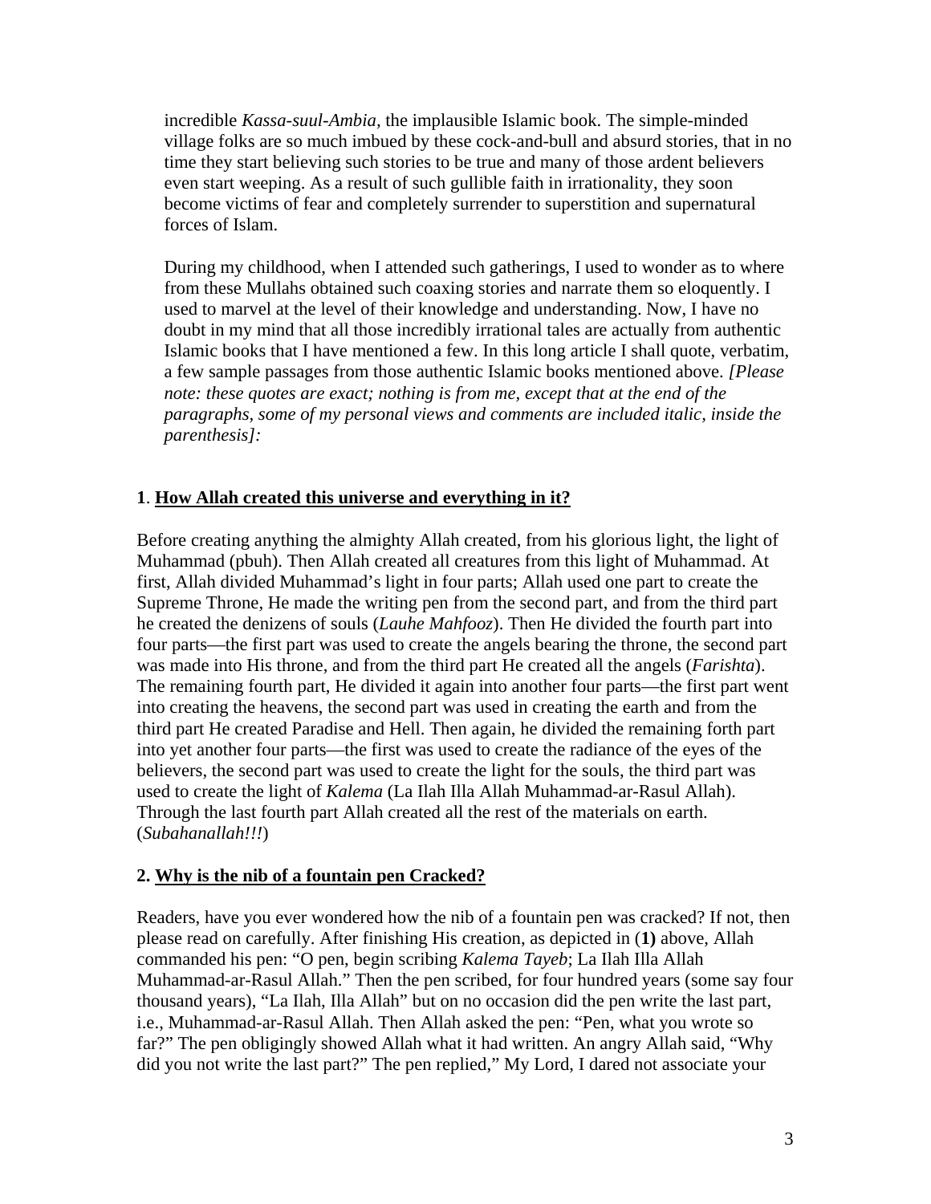incredible *Kassa-suul-Ambia*, the implausible Islamic book. The simple-minded village folks are so much imbued by these cock-and-bull and absurd stories, that in no time they start believing such stories to be true and many of those ardent believers even start weeping. As a result of such gullible faith in irrationality, they soon become victims of fear and completely surrender to superstition and supernatural forces of Islam.

During my childhood, when I attended such gatherings, I used to wonder as to where from these Mullahs obtained such coaxing stories and narrate them so eloquently. I used to marvel at the level of their knowledge and understanding. Now, I have no doubt in my mind that all those incredibly irrational tales are actually from authentic Islamic books that I have mentioned a few. In this long article I shall quote, verbatim, a few sample passages from those authentic Islamic books mentioned above. *[Please note: these quotes are exact; nothing is from me, except that at the end of the paragraphs, some of my personal views and comments are included italic, inside the parenthesis]:*

**1**. **<u>How Allah created this universe and everything in it?</u>**

Before creating anything the almighty Allah created, from his glorious light, the light of Muhammad (pbuh). Then Allah created all creatures from this light of Muhammad. At first, Allah divided Muhammad's light in four parts; Allah used one part to create the Supreme Throne, He made the writing pen from the second part, and from the third part he created the denizens of souls (*Lauhe Mahfooz*). Then He divided the fourth part into four parts—the first part was used to create the angels bearing the throne, the second part was made into His throne, and from the third part He created all the angels (*Farishta*). The remaining fourth part, He divided it again into another four parts—the first part went into creating the heavens, the second part was used in creating the earth and from the third part He created Paradise and Hell. Then again, he divided the remaining forth part into yet another four parts—the first was used to create the radiance of the eyes of the believers, the second part was used to create the light for the souls, the third part was used to create the light of *Kalema* (La Ilah Illa Allah Muhammad-ar-Rasul Allah). Through the last fourth part Allah created all the rest of the materials on earth. (*Subahanallah!!!*)

**2. <u>Why is the nib of a fountain pen Cracked?</u>**

Readers, have you ever wondered how the nib of a fountain pen was cracked? If not, then please read on carefully. After finishing His creation, as depicted in (**1)** above, Allah commanded his pen: "O pen, begin scribing *Kalema Tayeb*; La Ilah Illa Allah Muhammad-ar-Rasul Allah." Then the pen scribed, for four hundred years (some say four thousand years), "La Ilah, Illa Allah" but on no occasion did the pen write the last part, i.e., Muhammad-ar-Rasul Allah. Then Allah asked the pen: "Pen, what you wrote so far?" The pen obligingly showed Allah what it had written. An angry Allah said, "Why did you not write the last part?" The pen replied," My Lord, I dared not associate your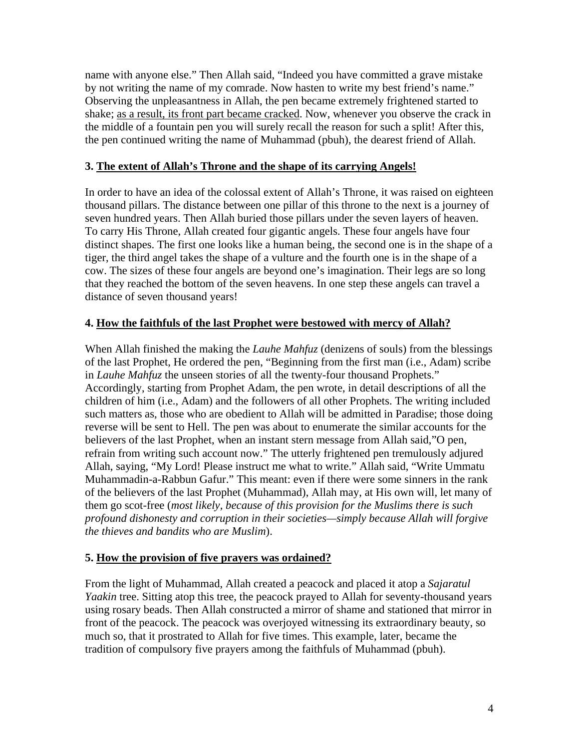name with anyone else." Then Allah said, "Indeed you have committed a grave mistake by not writing the name of my comrade. Now hasten to write my best friend's name." Observing the unpleasantness in Allah, the pen became extremely frightened started to shake; <u>as a result, its front part became cracked</u>. Now, whenever you observe the crack in the middle of a fountain pen you will surely recall the reason for such a split! After this, the pen continued writing the name of Muhammad (pbuh), the dearest friend of Allah.

### 3. <u>The extent of Allah's Throne and the shape of its carrying Angels!</u>

In order to have an idea of the colossal extent of Allah's Throne, it was raised on eighteen thousand pillars. The distance between one pillar of this throne to the next is a journey of seven hundred years. Then Allah buried those pillars under the seven layers of heaven. To carry His Throne, Allah created four gigantic angels. These four angels have four distinct shapes. The first one looks like a human being, the second one is in the shape of a tiger, the third angel takes the shape of a vulture and the fourth one is in the shape of a cow. The sizes of these four angels are beyond one's imagination. Their legs are so long that they reached the bottom of the seven heavens. In one step these angels can travel a distance of seven thousand years!

### 4. <u>How the faithfuls of the last Prophet were bestowed with mercy of Allah?</u>

When Allah finished the making the *Lauhe Mahfuz* (denizens of souls) from the blessings of the last Prophet, He ordered the pen, "Beginning from the first man (i.e., Adam) scribe in *Lauhe Mahfuz* the unseen stories of all the twenty-four thousand Prophets." Accordingly, starting from Prophet Adam, the pen wrote, in detail descriptions of all the children of him (i.e., Adam) and the followers of all other Prophets. The writing included such matters as, those who are obedient to Allah will be admitted in Paradise; those doing reverse will be sent to Hell. The pen was about to enumerate the similar accounts for the believers of the last Prophet, when an instant stern message from Allah said,"O pen, refrain from writing such account now." The utterly frightened pen tremulously adjured Allah, saying, "My Lord! Please instruct me what to write." Allah said, "Write Ummatu Muhammadin-a-Rabbun Gafur." This meant: even if there were some sinners in the rank of the believers of the last Prophet (Muhammad), Allah may, at His own will, let many of them go scot-free (*most likely, because of this provision for the Muslims there is such profound dishonesty and corruption in their societies—simply because Allah will forgive the thieves and bandits who are Muslim*).

### 5. <u>How the provision of five prayers was ordained?</u>

From the light of Muhammad, Allah created a peacock and placed it atop a *Sajaratul Yaakin* tree. Sitting atop this tree, the peacock prayed to Allah for seventy-thousand years using rosary beads. Then Allah constructed a mirror of shame and stationed that mirror in front of the peacock. The peacock was overjoyed witnessing its extraordinary beauty, so much so, that it prostrated to Allah for five times. This example, later, became the tradition of compulsory five prayers among the faithfuls of Muhammad (pbuh).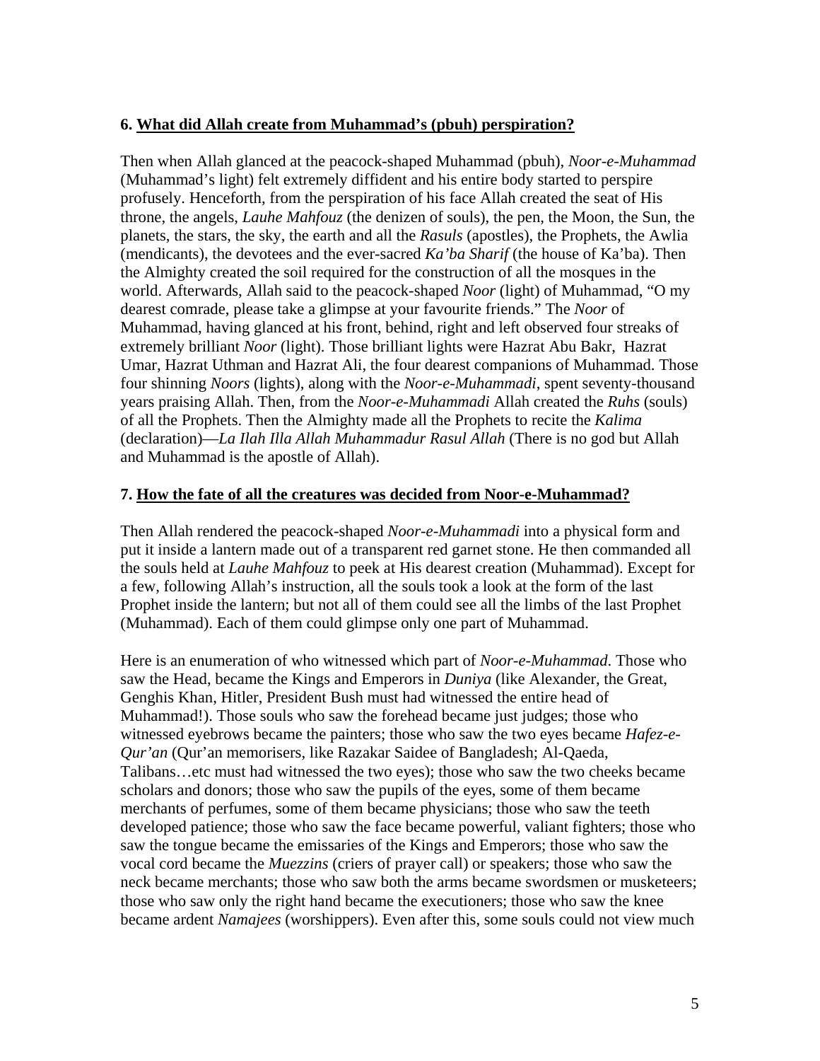**6. <u>What did Allah create from Muhammad's (pbuh) perspiration?</u>**

Then when Allah glanced at the peacock-shaped Muhammad (pbuh), *Noor-e-Muhammad* (Muhammad's light) felt extremely diffident and his entire body started to perspire profusely. Henceforth, from the perspiration of his face Allah created the seat of His throne, the angels, *Lauhe Mahfouz* (the denizen of souls), the pen, the Moon, the Sun, the planets, the stars, the sky, the earth and all the *Rasuls* (apostles), the Prophets, the Awlia (mendicants), the devotees and the ever-sacred *Ka'ba Sharif* (the house of Ka'ba). Then the Almighty created the soil required for the construction of all the mosques in the world. Afterwards, Allah said to the peacock-shaped *Noor* (light) of Muhammad, "O my dearest comrade, please take a glimpse at your favourite friends." The *Noor* of Muhammad, having glanced at his front, behind, right and left observed four streaks of extremely brilliant *Noor* (light). Those brilliant lights were Hazrat Abu Bakr, Hazrat Umar, Hazrat Uthman and Hazrat Ali, the four dearest companions of Muhammad. Those four shinning *Noors* (lights), along with the *Noor-e-Muhammadi*, spent seventy-thousand years praising Allah. Then, from the *Noor-e-Muhammadi* Allah created the *Ruhs* (souls) of all the Prophets. Then the Almighty made all the Prophets to recite the *Kalima* (declaration)—*La Ilah Illa Allah Muhammadur Rasul Allah* (There is no god but Allah and Muhammad is the apostle of Allah).

**7. <u>How the fate of all the creatures was decided from Noor-e-Muhammad?</u>**

Then Allah rendered the peacock-shaped *Noor-e-Muhammadi* into a physical form and put it inside a lantern made out of a transparent red garnet stone. He then commanded all the souls held at *Lauhe Mahfouz* to peek at His dearest creation (Muhammad). Except for a few, following Allah's instruction, all the souls took a look at the form of the last Prophet inside the lantern; but not all of them could see all the limbs of the last Prophet (Muhammad). Each of them could glimpse only one part of Muhammad.

Here is an enumeration of who witnessed which part of *Noor-e-Muhammad*. Those who saw the Head, became the Kings and Emperors in *Duniya* (like Alexander, the Great, Genghis Khan, Hitler, President Bush must had witnessed the entire head of Muhammad!). Those souls who saw the forehead became just judges; those who witnessed eyebrows became the painters; those who saw the two eyes became *Hafez-e-Qur'an* (Qur'an memorisers, like Razakar Saidee of Bangladesh; Al-Qaeda, Talibans…etc must had witnessed the two eyes); those who saw the two cheeks became scholars and donors; those who saw the pupils of the eyes, some of them became merchants of perfumes, some of them became physicians; those who saw the teeth developed patience; those who saw the face became powerful, valiant fighters; those who saw the tongue became the emissaries of the Kings and Emperors; those who saw the vocal cord became the *Muezzins* (criers of prayer call) or speakers; those who saw the neck became merchants; those who saw both the arms became swordsmen or musketeers; those who saw only the right hand became the executioners; those who saw the knee became ardent *Namajees* (worshippers). Even after this, some souls could not view much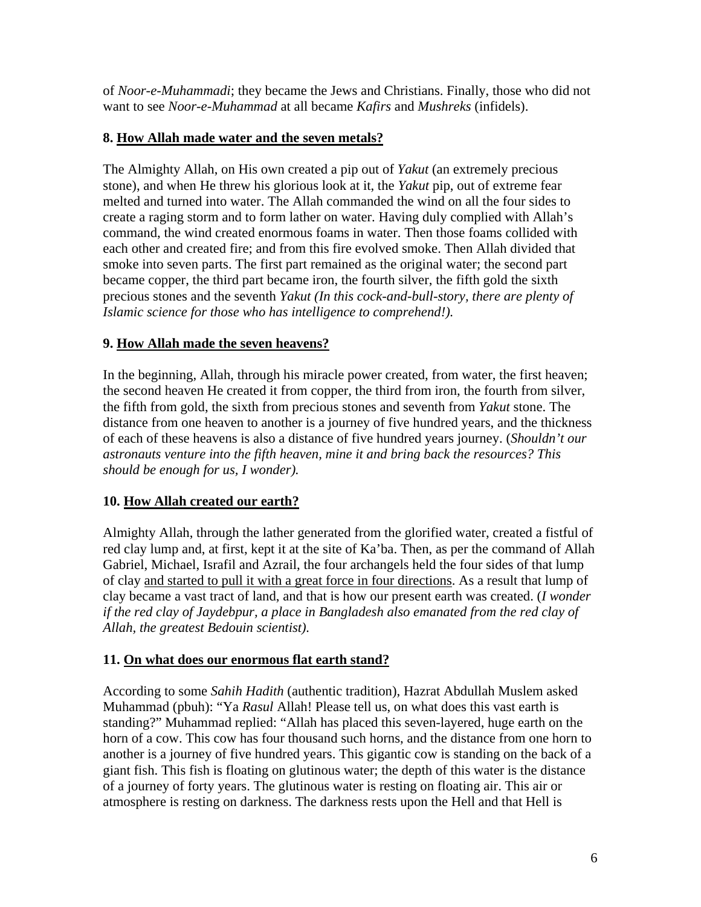of *Noor-e-Muhammadi*; they became the Jews and Christians. Finally, those who did not want to see *Noor-e-Muhammad* at all became *Kafirs* and *Mushreks* (infidels).

### 8. <u>How Allah made water and the seven metals?</u>

The Almighty Allah, on His own created a pip out of *Yakut* (an extremely precious stone), and when He threw his glorious look at it, the *Yakut* pip, out of extreme fear melted and turned into water. The Allah commanded the wind on all the four sides to create a raging storm and to form lather on water. Having duly complied with Allah's command, the wind created enormous foams in water. Then those foams collided with each other and created fire; and from this fire evolved smoke. Then Allah divided that smoke into seven parts. The first part remained as the original water; the second part became copper, the third part became iron, the fourth silver, the fifth gold the sixth precious stones and the seventh *Yakut (In this cock-and-bull-story, there are plenty of Islamic science for those who has intelligence to comprehend!).*

### 9. <u>How Allah made the seven heavens?</u>

In the beginning, Allah, through his miracle power created, from water, the first heaven; the second heaven He created it from copper, the third from iron, the fourth from silver, the fifth from gold, the sixth from precious stones and seventh from *Yakut* stone. The distance from one heaven to another is a journey of five hundred years, and the thickness of each of these heavens is also a distance of five hundred years journey. (*Shouldn't our astronauts venture into the fifth heaven, mine it and bring back the resources? This should be enough for us, I wonder).*

### 10. <u>How Allah created our earth?</u>

Almighty Allah, through the lather generated from the glorified water, created a fistful of red clay lump and, at first, kept it at the site of Ka'ba. Then, as per the command of Allah Gabriel, Michael, Israfil and Azrail, the four archangels held the four sides of that lump of clay <u>and started to pull it with a great force in four directions</u>. As a result that lump of clay became a vast tract of land, and that is how our present earth was created. (*I wonder if the red clay of Jaydebpur, a place in Bangladesh also emanated from the red clay of Allah, the greatest Bedouin scientist).*

### 11. <u>On what does our enormous flat earth stand?</u>

According to some *Sahih Hadith* (authentic tradition), Hazrat Abdullah Muslem asked Muhammad (pbuh): "Ya *Rasul* Allah! Please tell us, on what does this vast earth is standing?" Muhammad replied: "Allah has placed this seven-layered, huge earth on the horn of a cow. This cow has four thousand such horns, and the distance from one horn to another is a journey of five hundred years. This gigantic cow is standing on the back of a giant fish. This fish is floating on glutinous water; the depth of this water is the distance of a journey of forty years. The glutinous water is resting on floating air. This air or atmosphere is resting on darkness. The darkness rests upon the Hell and that Hell is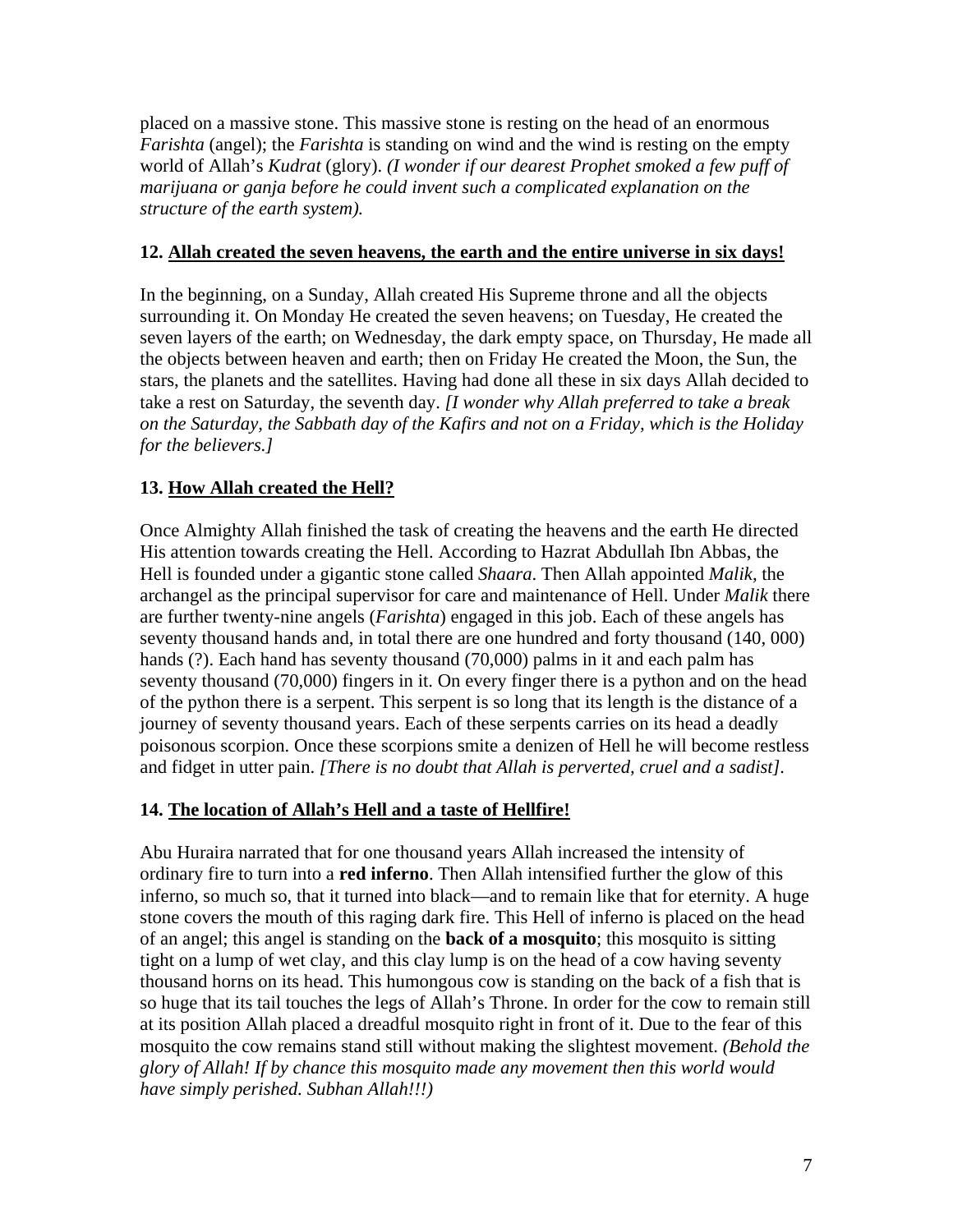placed on a massive stone. This massive stone is resting on the head of an enormous *Farishta* (angel); the *Farishta* is standing on wind and the wind is resting on the empty world of Allah's *Kudrat* (glory). *(I wonder if our dearest Prophet smoked a few puff of marijuana or ganja before he could invent such a complicated explanation on the structure of the earth system).*

### 12. <u>Allah created the seven heavens, the earth and the entire universe in six days!</u>

In the beginning, on a Sunday, Allah created His Supreme throne and all the objects surrounding it. On Monday He created the seven heavens; on Tuesday, He created the seven layers of the earth; on Wednesday, the dark empty space, on Thursday, He made all the objects between heaven and earth; then on Friday He created the Moon, the Sun, the stars, the planets and the satellites. Having had done all these in six days Allah decided to take a rest on Saturday, the seventh day. *[I wonder why Allah preferred to take a break on the Saturday, the Sabbath day of the Kafirs and not on a Friday, which is the Holiday for the believers.]*

### 13. <u>How Allah created the Hell?</u>

Once Almighty Allah finished the task of creating the heavens and the earth He directed His attention towards creating the Hell. According to Hazrat Abdullah Ibn Abbas, the Hell is founded under a gigantic stone called *Shaara*. Then Allah appointed *Malik*, the archangel as the principal supervisor for care and maintenance of Hell. Under *Malik* there are further twenty-nine angels (*Farishta*) engaged in this job. Each of these angels has seventy thousand hands and, in total there are one hundred and forty thousand (140, 000) hands (?). Each hand has seventy thousand (70,000) palms in it and each palm has seventy thousand (70,000) fingers in it. On every finger there is a python and on the head of the python there is a serpent. This serpent is so long that its length is the distance of a journey of seventy thousand years. Each of these serpents carries on its head a deadly poisonous scorpion. Once these scorpions smite a denizen of Hell he will become restless and fidget in utter pain. *[There is no doubt that Allah is perverted, cruel and a sadist]*.

### 14. <u>The location of Allah's Hell and a taste of Hellfire!</u>

Abu Huraira narrated that for one thousand years Allah increased the intensity of ordinary fire to turn into a **red inferno**. Then Allah intensified further the glow of this inferno, so much so, that it turned into black—and to remain like that for eternity. A huge stone covers the mouth of this raging dark fire. This Hell of inferno is placed on the head of an angel; this angel is standing on the **back of a mosquito**; this mosquito is sitting tight on a lump of wet clay, and this clay lump is on the head of a cow having seventy thousand horns on its head. This humongous cow is standing on the back of a fish that is so huge that its tail touches the legs of Allah's Throne. In order for the cow to remain still at its position Allah placed a dreadful mosquito right in front of it. Due to the fear of this mosquito the cow remains stand still without making the slightest movement. *(Behold the glory of Allah! If by chance this mosquito made any movement then this world would have simply perished. Subhan Allah!!!)*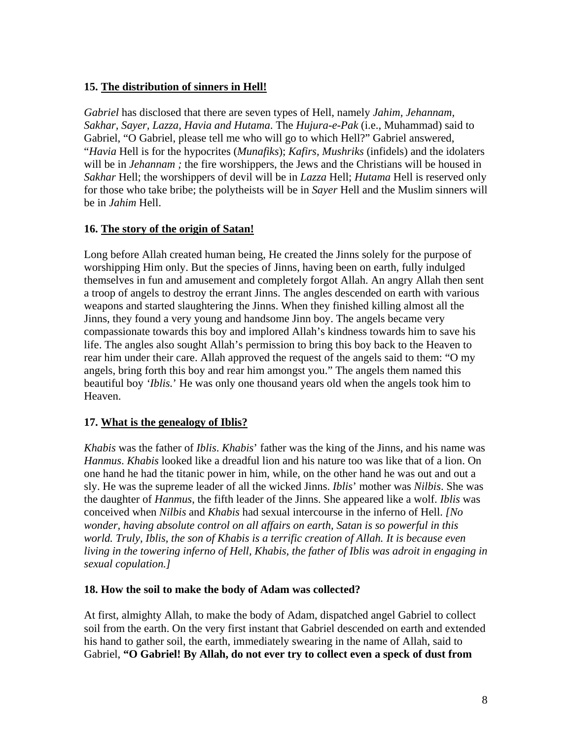**15. <u>The distribution of sinners in Hell!</u>**

*Gabriel* has disclosed that there are seven types of Hell, namely *Jahim, Jehannam, Sakhar, Sayer, Lazza, Havia and Hutama*. The *Hujura-e-Pak* (i.e., Muhammad) said to Gabriel, "O Gabriel, please tell me who will go to which Hell?" Gabriel answered, "*Havia* Hell is for the hypocrites (*Munafiks*); *Kafirs, Mushriks* (infidels) and the idolaters will be in *Jehannam ;* the fire worshippers, the Jews and the Christians will be housed in *Sakhar* Hell; the worshippers of devil will be in *Lazza* Hell; *Hutama* Hell is reserved only for those who take bribe; the polytheists will be in *Sayer* Hell and the Muslim sinners will be in *Jahim* Hell.

**16. <u>The story of the origin of Satan!</u>**

Long before Allah created human being, He created the Jinns solely for the purpose of worshipping Him only. But the species of Jinns, having been on earth, fully indulged themselves in fun and amusement and completely forgot Allah. An angry Allah then sent a troop of angels to destroy the errant Jinns. The angles descended on earth with various weapons and started slaughtering the Jinns. When they finished killing almost all the Jinns, they found a very young and handsome Jinn boy. The angels became very compassionate towards this boy and implored Allah's kindness towards him to save his life. The angles also sought Allah's permission to bring this boy back to the Heaven to rear him under their care. Allah approved the request of the angels said to them: "O my angels, bring forth this boy and rear him amongst you." The angels them named this beautiful boy *'Iblis.'* He was only one thousand years old when the angels took him to Heaven.

**17. <u>What is the genealogy of Iblis?</u>**

*Khabis* was the father of *Iblis*. *Khabis*' father was the king of the Jinns, and his name was *Hanmus*. *Khabis* looked like a dreadful lion and his nature too was like that of a lion. On one hand he had the titanic power in him, while, on the other hand he was out and out a sly. He was the supreme leader of all the wicked Jinns. *Iblis*' mother was *Nilbis*. She was the daughter of *Hanmus*, the fifth leader of the Jinns. She appeared like a wolf. *Iblis* was conceived when *Nilbis* and *Khabis* had sexual intercourse in the inferno of Hell. *[No wonder, having absolute control on all affairs on earth, Satan is so powerful in this world. Truly, Iblis, the son of Khabis is a terrific creation of Allah. It is because even living in the towering inferno of Hell, Khabis, the father of Iblis was adroit in engaging in sexual copulation.]*

**18. How the soil to make the body of Adam was collected?**

At first, almighty Allah, to make the body of Adam, dispatched angel Gabriel to collect soil from the earth. On the very first instant that Gabriel descended on earth and extended his hand to gather soil, the earth, immediately swearing in the name of Allah, said to Gabriel, **"O Gabriel! By Allah, do not ever try to collect even a speck of dust from**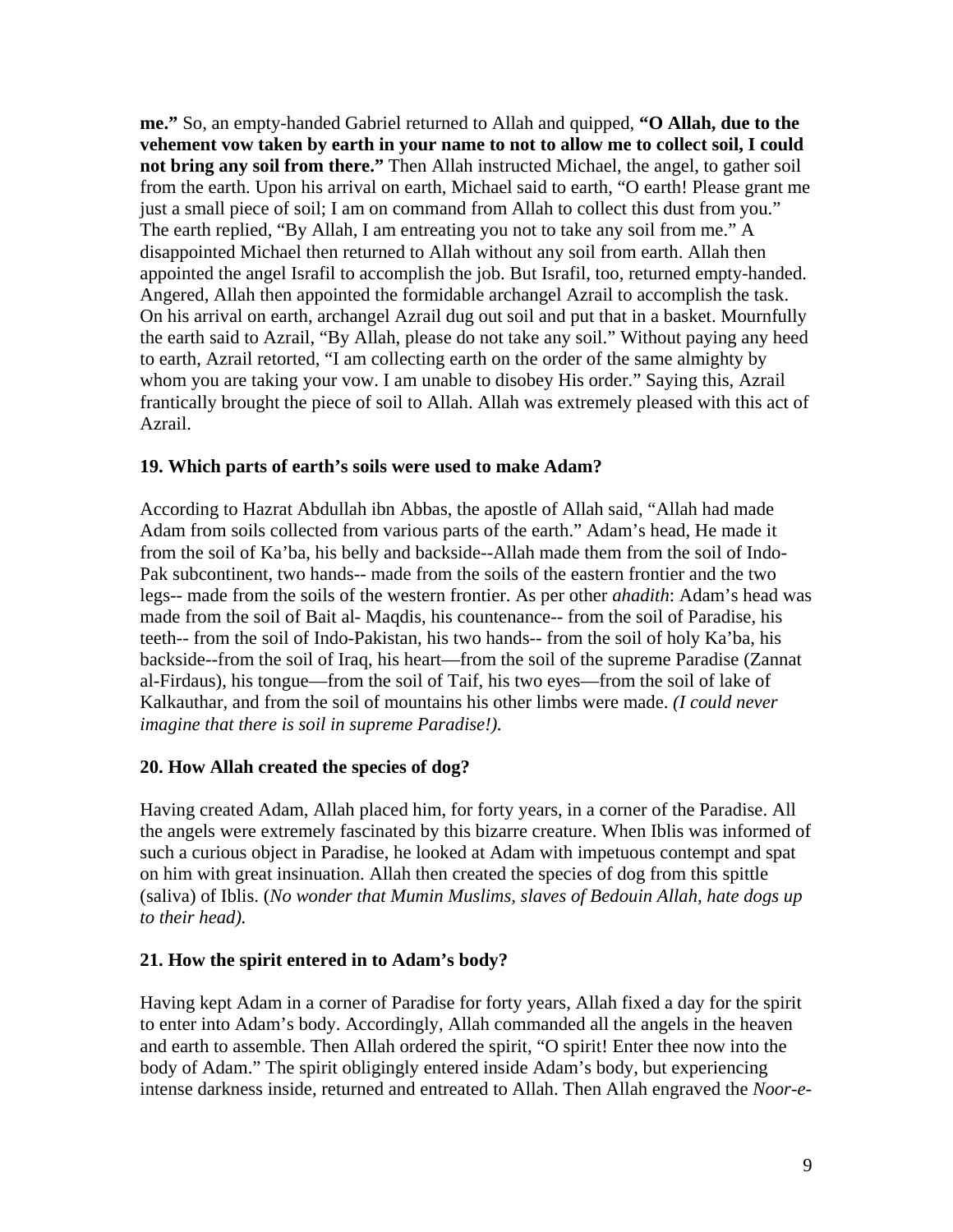**me."** So, an empty-handed Gabriel returned to Allah and quipped, **"O Allah, due to the vehement vow taken by earth in your name to not to allow me to collect soil, I could not bring any soil from there."** Then Allah instructed Michael, the angel, to gather soil from the earth. Upon his arrival on earth, Michael said to earth, "O earth! Please grant me just a small piece of soil; I am on command from Allah to collect this dust from you." The earth replied, "By Allah, I am entreating you not to take any soil from me." A disappointed Michael then returned to Allah without any soil from earth. Allah then appointed the angel Israfil to accomplish the job. But Israfil, too, returned empty-handed. Angered, Allah then appointed the formidable archangel Azrail to accomplish the task. On his arrival on earth, archangel Azrail dug out soil and put that in a basket. Mournfully the earth said to Azrail, "By Allah, please do not take any soil." Without paying any heed to earth, Azrail retorted, "I am collecting earth on the order of the same almighty by whom you are taking your vow. I am unable to disobey His order." Saying this, Azrail frantically brought the piece of soil to Allah. Allah was extremely pleased with this act of Azrail.

### 19. Which parts of earth's soils were used to make Adam?

According to Hazrat Abdullah ibn Abbas, the apostle of Allah said, "Allah had made Adam from soils collected from various parts of the earth." Adam's head, He made it from the soil of Ka'ba, his belly and backside--Allah made them from the soil of Indo-Pak subcontinent, two hands-- made from the soils of the eastern frontier and the two legs-- made from the soils of the western frontier. As per other *ahadith*: Adam's head was made from the soil of Bait al- Maqdis, his countenance-- from the soil of Paradise, his teeth-- from the soil of Indo-Pakistan, his two hands-- from the soil of holy Ka'ba, his backside--from the soil of Iraq, his heart—from the soil of the supreme Paradise (Zannat al-Firdaus), his tongue—from the soil of Taif, his two eyes—from the soil of lake of Kalkauthar, and from the soil of mountains his other limbs were made. *(I could never imagine that there is soil in supreme Paradise!).*

### 20. How Allah created the species of dog?

Having created Adam, Allah placed him, for forty years, in a corner of the Paradise. All the angels were extremely fascinated by this bizarre creature. When Iblis was informed of such a curious object in Paradise, he looked at Adam with impetuous contempt and spat on him with great insinuation. Allah then created the species of dog from this spittle (saliva) of Iblis. (*No wonder that Mumin Muslims, slaves of Bedouin Allah, hate dogs up to their head).*

### 21. How the spirit entered in to Adam's body?

Having kept Adam in a corner of Paradise for forty years, Allah fixed a day for the spirit to enter into Adam's body. Accordingly, Allah commanded all the angels in the heaven and earth to assemble. Then Allah ordered the spirit, "O spirit! Enter thee now into the body of Adam." The spirit obligingly entered inside Adam's body, but experiencing intense darkness inside, returned and entreated to Allah. Then Allah engraved the *Noor-e-*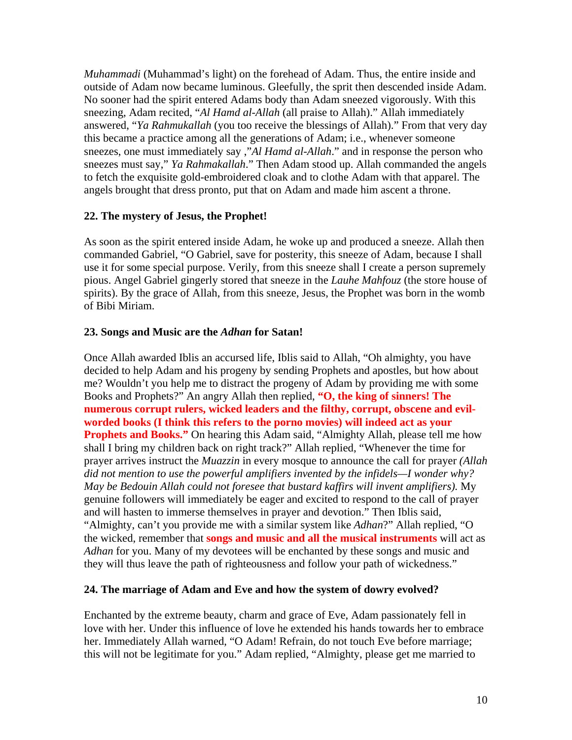*Muhammadi* (Muhammad's light) on the forehead of Adam. Thus, the entire inside and outside of Adam now became luminous. Gleefully, the sprit then descended inside Adam. No sooner had the spirit entered Adams body than Adam sneezed vigorously. With this sneezing, Adam recited, "*Al Hamd al-Allah* (all praise to Allah)." Allah immediately answered, "*Ya Rahmukallah* (you too receive the blessings of Allah)." From that very day this became a practice among all the generations of Adam; i.e., whenever someone sneezes, one must immediately say ,"*Al Hamd al-Allah*." and in response the person who sneezes must say," *Ya Rahmakallah*." Then Adam stood up. Allah commanded the angels to fetch the exquisite gold-embroidered cloak and to clothe Adam with that apparel. The angels brought that dress pronto, put that on Adam and made him ascent a throne.

**22. The mystery of Jesus, the Prophet!**

As soon as the spirit entered inside Adam, he woke up and produced a sneeze. Allah then commanded Gabriel, "O Gabriel, save for posterity, this sneeze of Adam, because I shall use it for some special purpose. Verily, from this sneeze shall I create a person supremely pious. Angel Gabriel gingerly stored that sneeze in the *Lauhe Mahfouz* (the store house of spirits). By the grace of Allah, from this sneeze, Jesus, the Prophet was born in the womb of Bibi Miriam.

**23. Songs and Music are the *Adhan* for Satan!**

Once Allah awarded Iblis an accursed life, Iblis said to Allah, "Oh almighty, you have decided to help Adam and his progeny by sending Prophets and apostles, but how about me? Wouldn't you help me to distract the progeny of Adam by providing me with some Books and Prophets?" An angry Allah then replied, **"O, the king of sinners! The numerous corrupt rulers, wicked leaders and the filthy, corrupt, obscene and evil-worded books (I think this refers to the porno movies) will indeed act as your Prophets and Books."** On hearing this Adam said, "Almighty Allah, please tell me how shall I bring my children back on right track?" Allah replied, "Whenever the time for prayer arrives instruct the *Muazzin* in every mosque to announce the call for prayer *(Allah did not mention to use the powerful amplifiers invented by the infidels—I wonder why? May be Bedouin Allah could not foresee that bustard kaffirs will invent amplifiers).* My genuine followers will immediately be eager and excited to respond to the call of prayer and will hasten to immerse themselves in prayer and devotion." Then Iblis said, "Almighty, can't you provide me with a similar system like *Adhan*?" Allah replied, "O the wicked, remember that **songs and music and all the musical instruments** will act as *Adhan* for you. Many of my devotees will be enchanted by these songs and music and they will thus leave the path of righteousness and follow your path of wickedness."

**24. The marriage of Adam and Eve and how the system of dowry evolved?**

Enchanted by the extreme beauty, charm and grace of Eve, Adam passionately fell in love with her. Under this influence of love he extended his hands towards her to embrace her. Immediately Allah warned, "O Adam! Refrain, do not touch Eve before marriage; this will not be legitimate for you." Adam replied, "Almighty, please get me married to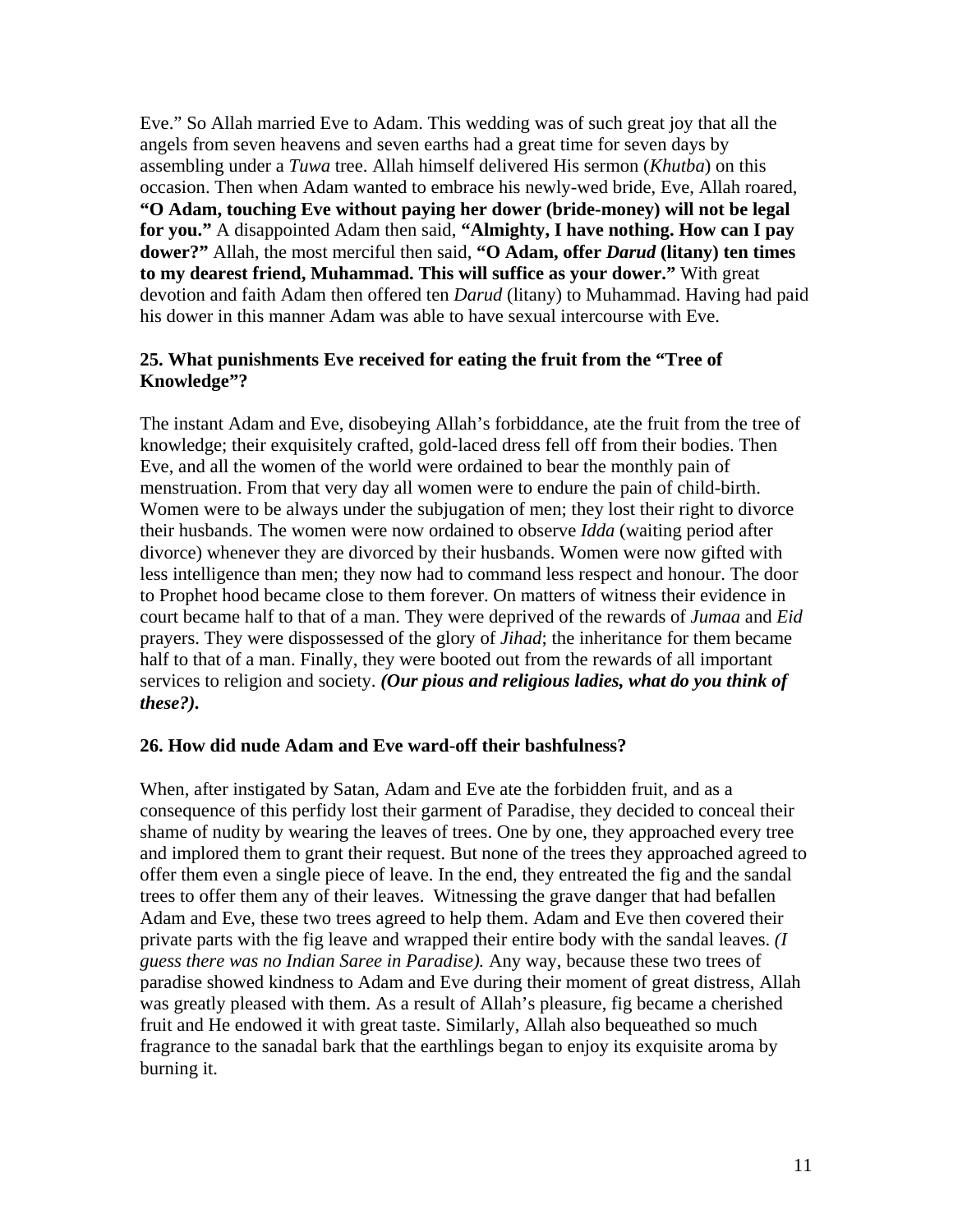Eve." So Allah married Eve to Adam. This wedding was of such great joy that all the angels from seven heavens and seven earths had a great time for seven days by assembling under a *Tuwa* tree. Allah himself delivered His sermon (*Khutba*) on this occasion. Then when Adam wanted to embrace his newly-wed bride, Eve, Allah roared, **"O Adam, touching Eve without paying her dower (bride-money) will not be legal for you."** A disappointed Adam then said, **"Almighty, I have nothing. How can I pay dower?"** Allah, the most merciful then said, **"O Adam, offer *Darud* (litany) ten times to my dearest friend, Muhammad. This will suffice as your dower."** With great devotion and faith Adam then offered ten *Darud* (litany) to Muhammad. Having had paid his dower in this manner Adam was able to have sexual intercourse with Eve.

### 25. What punishments Eve received for eating the fruit from the "Tree of Knowledge"?

The instant Adam and Eve, disobeying Allah's forbiddance, ate the fruit from the tree of knowledge; their exquisitely crafted, gold-laced dress fell off from their bodies. Then Eve, and all the women of the world were ordained to bear the monthly pain of menstruation. From that very day all women were to endure the pain of child-birth. Women were to be always under the subjugation of men; they lost their right to divorce their husbands. The women were now ordained to observe *Idda* (waiting period after divorce) whenever they are divorced by their husbands. Women were now gifted with less intelligence than men; they now had to command less respect and honour. The door to Prophet hood became close to them forever. On matters of witness their evidence in court became half to that of a man. They were deprived of the rewards of *Jumaa* and *Eid* prayers. They were dispossessed of the glory of *Jihad*; the inheritance for them became half to that of a man. Finally, they were booted out from the rewards of all important services to religion and society. ***(Our pious and religious ladies, what do you think of these?).***

### 26. How did nude Adam and Eve ward-off their bashfulness?

When, after instigated by Satan, Adam and Eve ate the forbidden fruit, and as a consequence of this perfidy lost their garment of Paradise, they decided to conceal their shame of nudity by wearing the leaves of trees. One by one, they approached every tree and implored them to grant their request. But none of the trees they approached agreed to offer them even a single piece of leave. In the end, they entreated the fig and the sandal trees to offer them any of their leaves. Witnessing the grave danger that had befallen Adam and Eve, these two trees agreed to help them. Adam and Eve then covered their private parts with the fig leave and wrapped their entire body with the sandal leaves. *(I guess there was no Indian Saree in Paradise).* Any way, because these two trees of paradise showed kindness to Adam and Eve during their moment of great distress, Allah was greatly pleased with them. As a result of Allah's pleasure, fig became a cherished fruit and He endowed it with great taste. Similarly, Allah also bequeathed so much fragrance to the sanadal bark that the earthlings began to enjoy its exquisite aroma by burning it.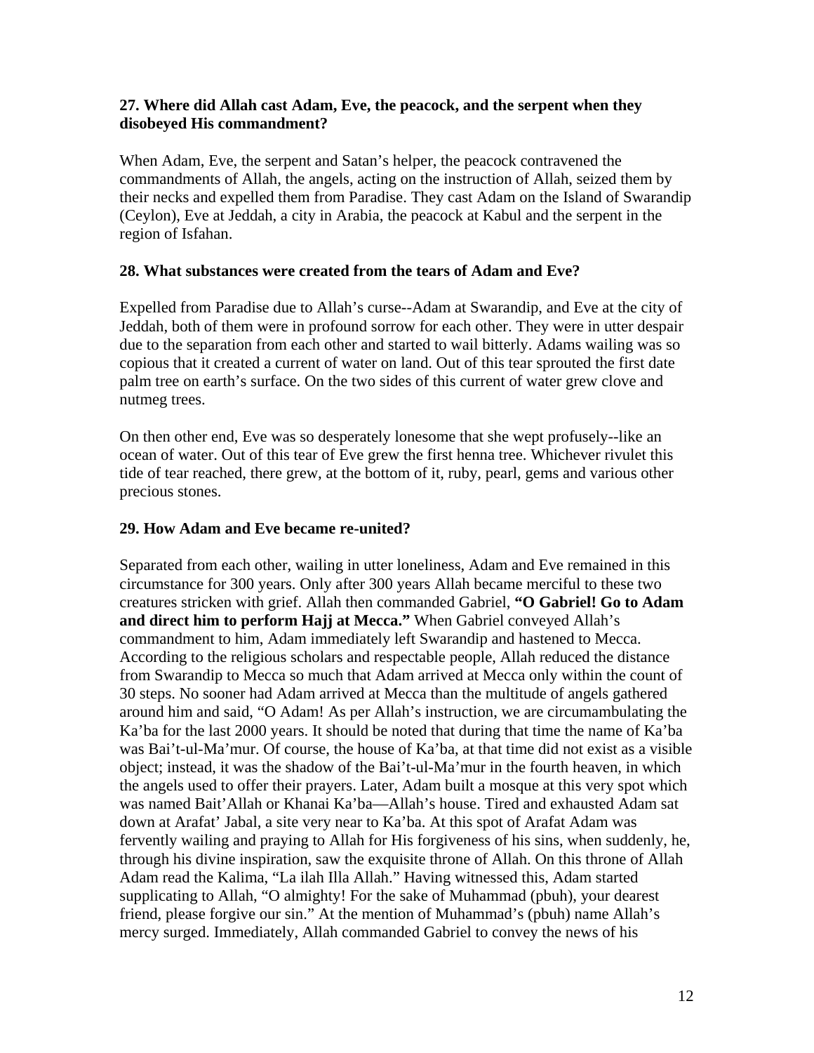### 27. Where did Allah cast Adam, Eve, the peacock, and the serpent when they disobeyed His commandment?

When Adam, Eve, the serpent and Satan's helper, the peacock contravened the commandments of Allah, the angels, acting on the instruction of Allah, seized them by their necks and expelled them from Paradise. They cast Adam on the Island of Swarandip (Ceylon), Eve at Jeddah, a city in Arabia, the peacock at Kabul and the serpent in the region of Isfahan.

### 28. What substances were created from the tears of Adam and Eve?

Expelled from Paradise due to Allah's curse--Adam at Swarandip, and Eve at the city of Jeddah, both of them were in profound sorrow for each other. They were in utter despair due to the separation from each other and started to wail bitterly. Adams wailing was so copious that it created a current of water on land. Out of this tear sprouted the first date palm tree on earth's surface. On the two sides of this current of water grew clove and nutmeg trees.

On then other end, Eve was so desperately lonesome that she wept profusely--like an ocean of water. Out of this tear of Eve grew the first henna tree. Whichever rivulet this tide of tear reached, there grew, at the bottom of it, ruby, pearl, gems and various other precious stones.

### 29. How Adam and Eve became re-united?

Separated from each other, wailing in utter loneliness, Adam and Eve remained in this circumstance for 300 years. Only after 300 years Allah became merciful to these two creatures stricken with grief. Allah then commanded Gabriel, **"O Gabriel! Go to Adam and direct him to perform Hajj at Mecca."** When Gabriel conveyed Allah's commandment to him, Adam immediately left Swarandip and hastened to Mecca. According to the religious scholars and respectable people, Allah reduced the distance from Swarandip to Mecca so much that Adam arrived at Mecca only within the count of 30 steps. No sooner had Adam arrived at Mecca than the multitude of angels gathered around him and said, "O Adam! As per Allah's instruction, we are circumambulating the Ka'ba for the last 2000 years. It should be noted that during that time the name of Ka'ba was Bai't-ul-Ma'mur. Of course, the house of Ka'ba, at that time did not exist as a visible object; instead, it was the shadow of the Bai't-ul-Ma'mur in the fourth heaven, in which the angels used to offer their prayers. Later, Adam built a mosque at this very spot which was named Bait'Allah or Khanai Ka'ba—Allah's house. Tired and exhausted Adam sat down at Arafat' Jabal, a site very near to Ka'ba. At this spot of Arafat Adam was fervently wailing and praying to Allah for His forgiveness of his sins, when suddenly, he, through his divine inspiration, saw the exquisite throne of Allah. On this throne of Allah Adam read the Kalima, "La ilah Illa Allah." Having witnessed this, Adam started supplicating to Allah, "O almighty! For the sake of Muhammad (pbuh), your dearest friend, please forgive our sin." At the mention of Muhammad's (pbuh) name Allah's mercy surged. Immediately, Allah commanded Gabriel to convey the news of his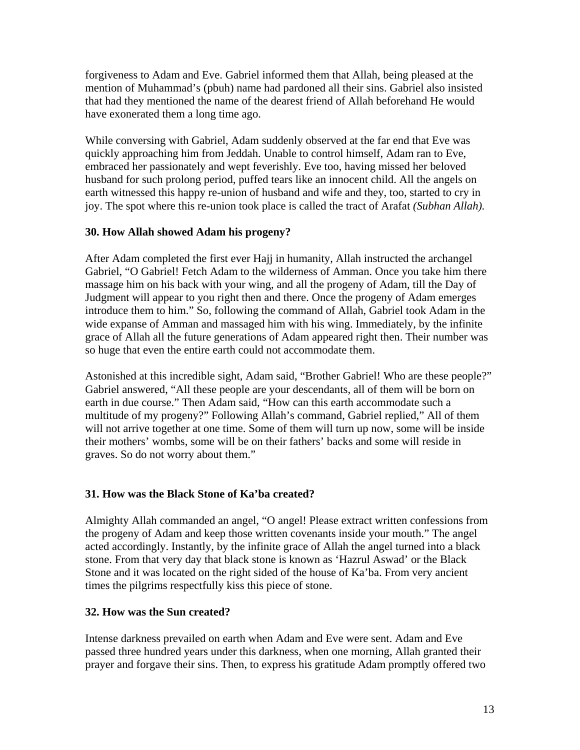forgiveness to Adam and Eve. Gabriel informed them that Allah, being pleased at the mention of Muhammad's (pbuh) name had pardoned all their sins. Gabriel also insisted that had they mentioned the name of the dearest friend of Allah beforehand He would have exonerated them a long time ago.

While conversing with Gabriel, Adam suddenly observed at the far end that Eve was quickly approaching him from Jeddah. Unable to control himself, Adam ran to Eve, embraced her passionately and wept feverishly. Eve too, having missed her beloved husband for such prolong period, puffed tears like an innocent child. All the angels on earth witnessed this happy re-union of husband and wife and they, too, started to cry in joy. The spot where this re-union took place is called the tract of Arafat *(Subhan Allah).*

**30. How Allah showed Adam his progeny?**

After Adam completed the first ever Hajj in humanity, Allah instructed the archangel Gabriel, "O Gabriel! Fetch Adam to the wilderness of Amman. Once you take him there massage him on his back with your wing, and all the progeny of Adam, till the Day of Judgment will appear to you right then and there. Once the progeny of Adam emerges introduce them to him." So, following the command of Allah, Gabriel took Adam in the wide expanse of Amman and massaged him with his wing. Immediately, by the infinite grace of Allah all the future generations of Adam appeared right then. Their number was so huge that even the entire earth could not accommodate them.

Astonished at this incredible sight, Adam said, "Brother Gabriel! Who are these people?" Gabriel answered, "All these people are your descendants, all of them will be born on earth in due course." Then Adam said, "How can this earth accommodate such a multitude of my progeny?" Following Allah's command, Gabriel replied," All of them will not arrive together at one time. Some of them will turn up now, some will be inside their mothers' wombs, some will be on their fathers' backs and some will reside in graves. So do not worry about them."

**31. How was the Black Stone of Ka'ba created?**

Almighty Allah commanded an angel, "O angel! Please extract written confessions from the progeny of Adam and keep those written covenants inside your mouth." The angel acted accordingly. Instantly, by the infinite grace of Allah the angel turned into a black stone. From that very day that black stone is known as 'Hazrul Aswad' or the Black Stone and it was located on the right sided of the house of Ka'ba. From very ancient times the pilgrims respectfully kiss this piece of stone.

**32. How was the Sun created?**

Intense darkness prevailed on earth when Adam and Eve were sent. Adam and Eve passed three hundred years under this darkness, when one morning, Allah granted their prayer and forgave their sins. Then, to express his gratitude Adam promptly offered two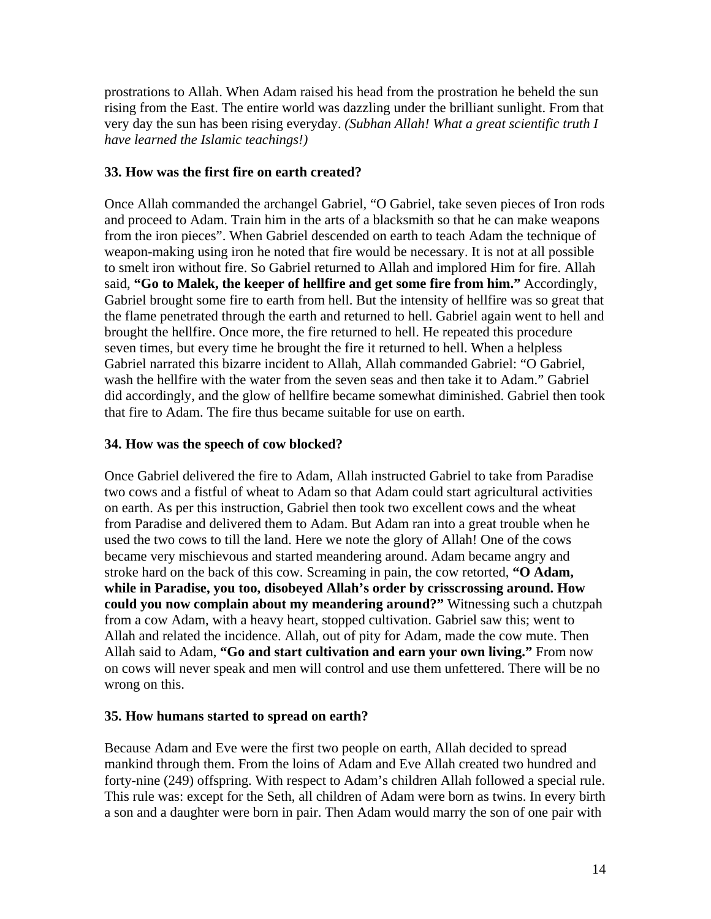prostrations to Allah. When Adam raised his head from the prostration he beheld the sun rising from the East. The entire world was dazzling under the brilliant sunlight. From that very day the sun has been rising everyday. *(Subhan Allah! What a great scientific truth I have learned the Islamic teachings!)*

**33. How was the first fire on earth created?**

Once Allah commanded the archangel Gabriel, "O Gabriel, take seven pieces of Iron rods and proceed to Adam. Train him in the arts of a blacksmith so that he can make weapons from the iron pieces". When Gabriel descended on earth to teach Adam the technique of weapon-making using iron he noted that fire would be necessary. It is not at all possible to smelt iron without fire. So Gabriel returned to Allah and implored Him for fire. Allah said, **"Go to Malek, the keeper of hellfire and get some fire from him."** Accordingly, Gabriel brought some fire to earth from hell. But the intensity of hellfire was so great that the flame penetrated through the earth and returned to hell. Gabriel again went to hell and brought the hellfire. Once more, the fire returned to hell. He repeated this procedure seven times, but every time he brought the fire it returned to hell. When a helpless Gabriel narrated this bizarre incident to Allah, Allah commanded Gabriel: "O Gabriel, wash the hellfire with the water from the seven seas and then take it to Adam." Gabriel did accordingly, and the glow of hellfire became somewhat diminished. Gabriel then took that fire to Adam. The fire thus became suitable for use on earth.

**34. How was the speech of cow blocked?**

Once Gabriel delivered the fire to Adam, Allah instructed Gabriel to take from Paradise two cows and a fistful of wheat to Adam so that Adam could start agricultural activities on earth. As per this instruction, Gabriel then took two excellent cows and the wheat from Paradise and delivered them to Adam. But Adam ran into a great trouble when he used the two cows to till the land. Here we note the glory of Allah! One of the cows became very mischievous and started meandering around. Adam became angry and stroke hard on the back of this cow. Screaming in pain, the cow retorted, **"O Adam, while in Paradise, you too, disobeyed Allah's order by crisscrossing around. How could you now complain about my meandering around?"** Witnessing such a chutzpah from a cow Adam, with a heavy heart, stopped cultivation. Gabriel saw this; went to Allah and related the incidence. Allah, out of pity for Adam, made the cow mute. Then Allah said to Adam, **"Go and start cultivation and earn your own living."** From now on cows will never speak and men will control and use them unfettered. There will be no wrong on this.

**35. How humans started to spread on earth?**

Because Adam and Eve were the first two people on earth, Allah decided to spread mankind through them. From the loins of Adam and Eve Allah created two hundred and forty-nine (249) offspring. With respect to Adam's children Allah followed a special rule. This rule was: except for the Seth, all children of Adam were born as twins. In every birth a son and a daughter were born in pair. Then Adam would marry the son of one pair with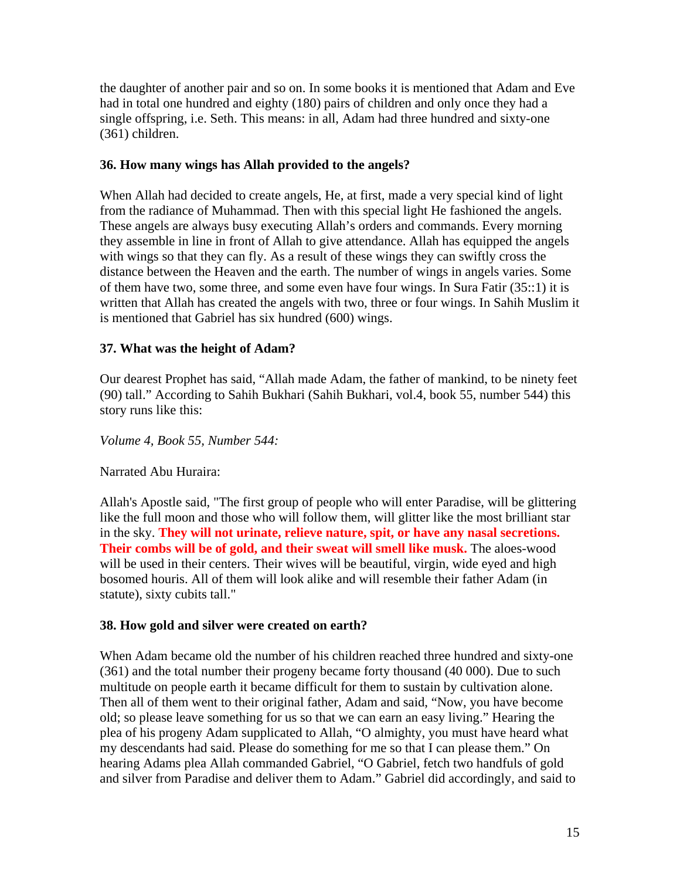the daughter of another pair and so on. In some books it is mentioned that Adam and Eve had in total one hundred and eighty (180) pairs of children and only once they had a single offspring, i.e. Seth. This means: in all, Adam had three hundred and sixty-one (361) children.

**36. How many wings has Allah provided to the angels?**

When Allah had decided to create angels, He, at first, made a very special kind of light from the radiance of Muhammad. Then with this special light He fashioned the angels. These angels are always busy executing Allah's orders and commands. Every morning they assemble in line in front of Allah to give attendance. Allah has equipped the angels with wings so that they can fly. As a result of these wings they can swiftly cross the distance between the Heaven and the earth. The number of wings in angels varies. Some of them have two, some three, and some even have four wings. In Sura Fatir (35::1) it is written that Allah has created the angels with two, three or four wings. In Sahih Muslim it is mentioned that Gabriel has six hundred (600) wings.

**37. What was the height of Adam?**

Our dearest Prophet has said, "Allah made Adam, the father of mankind, to be ninety feet (90) tall." According to Sahih Bukhari (Sahih Bukhari, vol.4, book 55, number 544) this story runs like this:

*Volume 4, Book 55, Number 544:*

Narrated Abu Huraira:

Allah's Apostle said, "The first group of people who will enter Paradise, will be glittering like the full moon and those who will follow them, will glitter like the most brilliant star in the sky. **They will not urinate, relieve nature, spit, or have any nasal secretions. Their combs will be of gold, and their sweat will smell like musk.** The aloes-wood will be used in their centers. Their wives will be beautiful, virgin, wide eyed and high bosomed houris. All of them will look alike and will resemble their father Adam (in statute), sixty cubits tall."

**38. How gold and silver were created on earth?**

When Adam became old the number of his children reached three hundred and sixty-one (361) and the total number their progeny became forty thousand (40 000). Due to such multitude on people earth it became difficult for them to sustain by cultivation alone. Then all of them went to their original father, Adam and said, "Now, you have become old; so please leave something for us so that we can earn an easy living." Hearing the plea of his progeny Adam supplicated to Allah, "O almighty, you must have heard what my descendants had said. Please do something for me so that I can please them." On hearing Adams plea Allah commanded Gabriel, "O Gabriel, fetch two handfuls of gold and silver from Paradise and deliver them to Adam." Gabriel did accordingly, and said to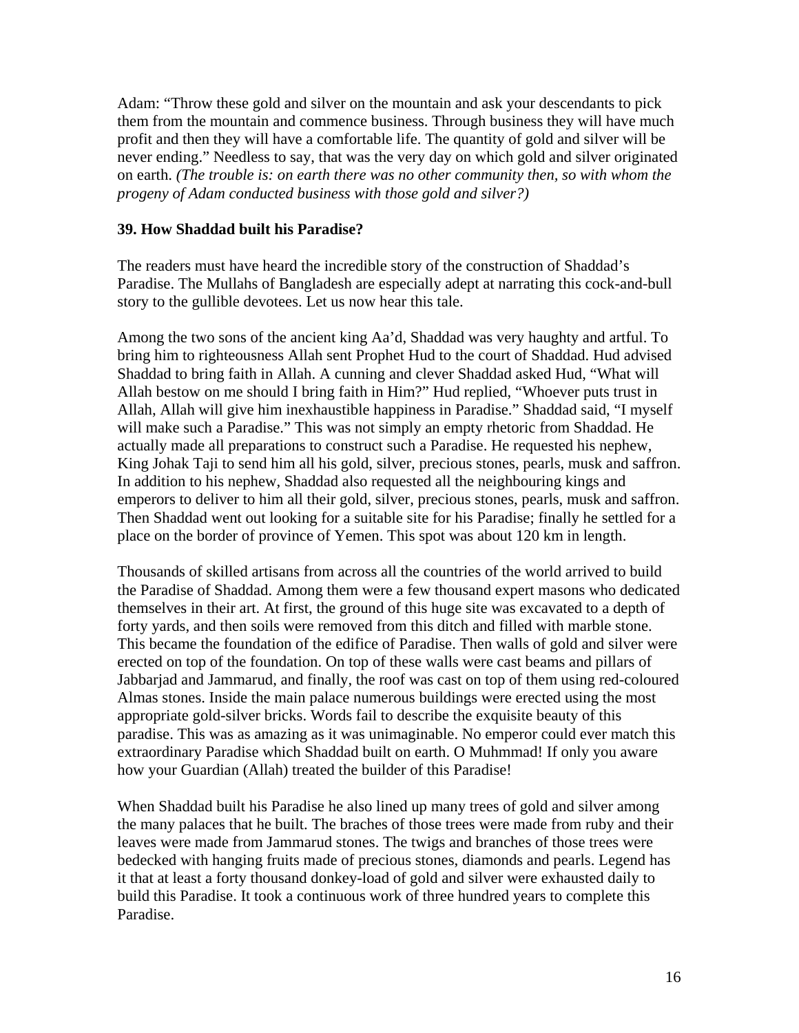Adam: "Throw these gold and silver on the mountain and ask your descendants to pick them from the mountain and commence business. Through business they will have much profit and then they will have a comfortable life. The quantity of gold and silver will be never ending." Needless to say, that was the very day on which gold and silver originated on earth. *(The trouble is: on earth there was no other community then, so with whom the progeny of Adam conducted business with those gold and silver?)*

**39. How Shaddad built his Paradise?**

The readers must have heard the incredible story of the construction of Shaddad's Paradise. The Mullahs of Bangladesh are especially adept at narrating this cock-and-bull story to the gullible devotees. Let us now hear this tale.

Among the two sons of the ancient king Aa'd, Shaddad was very haughty and artful. To bring him to righteousness Allah sent Prophet Hud to the court of Shaddad. Hud advised Shaddad to bring faith in Allah. A cunning and clever Shaddad asked Hud, "What will Allah bestow on me should I bring faith in Him?" Hud replied, "Whoever puts trust in Allah, Allah will give him inexhaustible happiness in Paradise." Shaddad said, "I myself will make such a Paradise." This was not simply an empty rhetoric from Shaddad. He actually made all preparations to construct such a Paradise. He requested his nephew, King Johak Taji to send him all his gold, silver, precious stones, pearls, musk and saffron. In addition to his nephew, Shaddad also requested all the neighbouring kings and emperors to deliver to him all their gold, silver, precious stones, pearls, musk and saffron. Then Shaddad went out looking for a suitable site for his Paradise; finally he settled for a place on the border of province of Yemen. This spot was about 120 km in length.

Thousands of skilled artisans from across all the countries of the world arrived to build the Paradise of Shaddad. Among them were a few thousand expert masons who dedicated themselves in their art. At first, the ground of this huge site was excavated to a depth of forty yards, and then soils were removed from this ditch and filled with marble stone. This became the foundation of the edifice of Paradise. Then walls of gold and silver were erected on top of the foundation. On top of these walls were cast beams and pillars of Jabbarjad and Jammarud, and finally, the roof was cast on top of them using red-coloured Almas stones. Inside the main palace numerous buildings were erected using the most appropriate gold-silver bricks. Words fail to describe the exquisite beauty of this paradise. This was as amazing as it was unimaginable. No emperor could ever match this extraordinary Paradise which Shaddad built on earth. O Muhmmad! If only you aware how your Guardian (Allah) treated the builder of this Paradise!

When Shaddad built his Paradise he also lined up many trees of gold and silver among the many palaces that he built. The braches of those trees were made from ruby and their leaves were made from Jammarud stones. The twigs and branches of those trees were bedecked with hanging fruits made of precious stones, diamonds and pearls. Legend has it that at least a forty thousand donkey-load of gold and silver were exhausted daily to build this Paradise. It took a continuous work of three hundred years to complete this Paradise.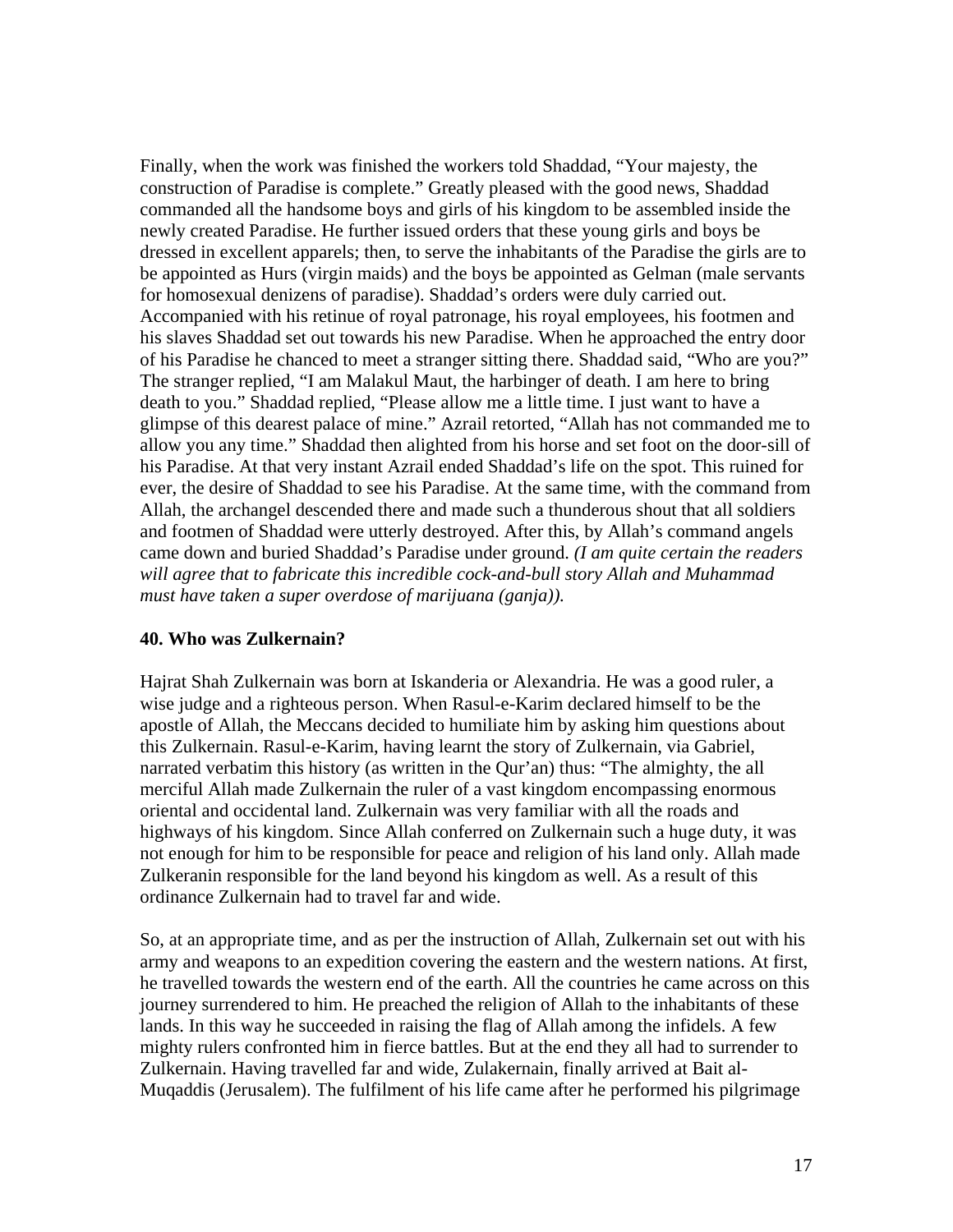Finally, when the work was finished the workers told Shaddad, "Your majesty, the construction of Paradise is complete." Greatly pleased with the good news, Shaddad commanded all the handsome boys and girls of his kingdom to be assembled inside the newly created Paradise. He further issued orders that these young girls and boys be dressed in excellent apparels; then, to serve the inhabitants of the Paradise the girls are to be appointed as Hurs (virgin maids) and the boys be appointed as Gelman (male servants for homosexual denizens of paradise). Shaddad's orders were duly carried out. Accompanied with his retinue of royal patronage, his royal employees, his footmen and his slaves Shaddad set out towards his new Paradise. When he approached the entry door of his Paradise he chanced to meet a stranger sitting there. Shaddad said, "Who are you?" The stranger replied, "I am Malakul Maut, the harbinger of death. I am here to bring death to you." Shaddad replied, "Please allow me a little time. I just want to have a glimpse of this dearest palace of mine." Azrail retorted, "Allah has not commanded me to allow you any time." Shaddad then alighted from his horse and set foot on the door-sill of his Paradise. At that very instant Azrail ended Shaddad's life on the spot. This ruined for ever, the desire of Shaddad to see his Paradise. At the same time, with the command from Allah, the archangel descended there and made such a thunderous shout that all soldiers and footmen of Shaddad were utterly destroyed. After this, by Allah's command angels came down and buried Shaddad's Paradise under ground. *(I am quite certain the readers will agree that to fabricate this incredible cock-and-bull story Allah and Muhammad must have taken a super overdose of marijuana (ganja)).*

**40. Who was Zulkernain?**

Hajrat Shah Zulkernain was born at Iskanderia or Alexandria. He was a good ruler, a wise judge and a righteous person. When Rasul-e-Karim declared himself to be the apostle of Allah, the Meccans decided to humiliate him by asking him questions about this Zulkernain. Rasul-e-Karim, having learnt the story of Zulkernain, via Gabriel, narrated verbatim this history (as written in the Qur'an) thus: "The almighty, the all merciful Allah made Zulkernain the ruler of a vast kingdom encompassing enormous oriental and occidental land. Zulkernain was very familiar with all the roads and highways of his kingdom. Since Allah conferred on Zulkernain such a huge duty, it was not enough for him to be responsible for peace and religion of his land only. Allah made Zulkeranin responsible for the land beyond his kingdom as well. As a result of this ordinance Zulkernain had to travel far and wide.

So, at an appropriate time, and as per the instruction of Allah, Zulkernain set out with his army and weapons to an expedition covering the eastern and the western nations. At first, he travelled towards the western end of the earth. All the countries he came across on this journey surrendered to him. He preached the religion of Allah to the inhabitants of these lands. In this way he succeeded in raising the flag of Allah among the infidels. A few mighty rulers confronted him in fierce battles. But at the end they all had to surrender to Zulkernain. Having travelled far and wide, Zulakernain, finally arrived at Bait al-Muqaddis (Jerusalem). The fulfilment of his life came after he performed his pilgrimage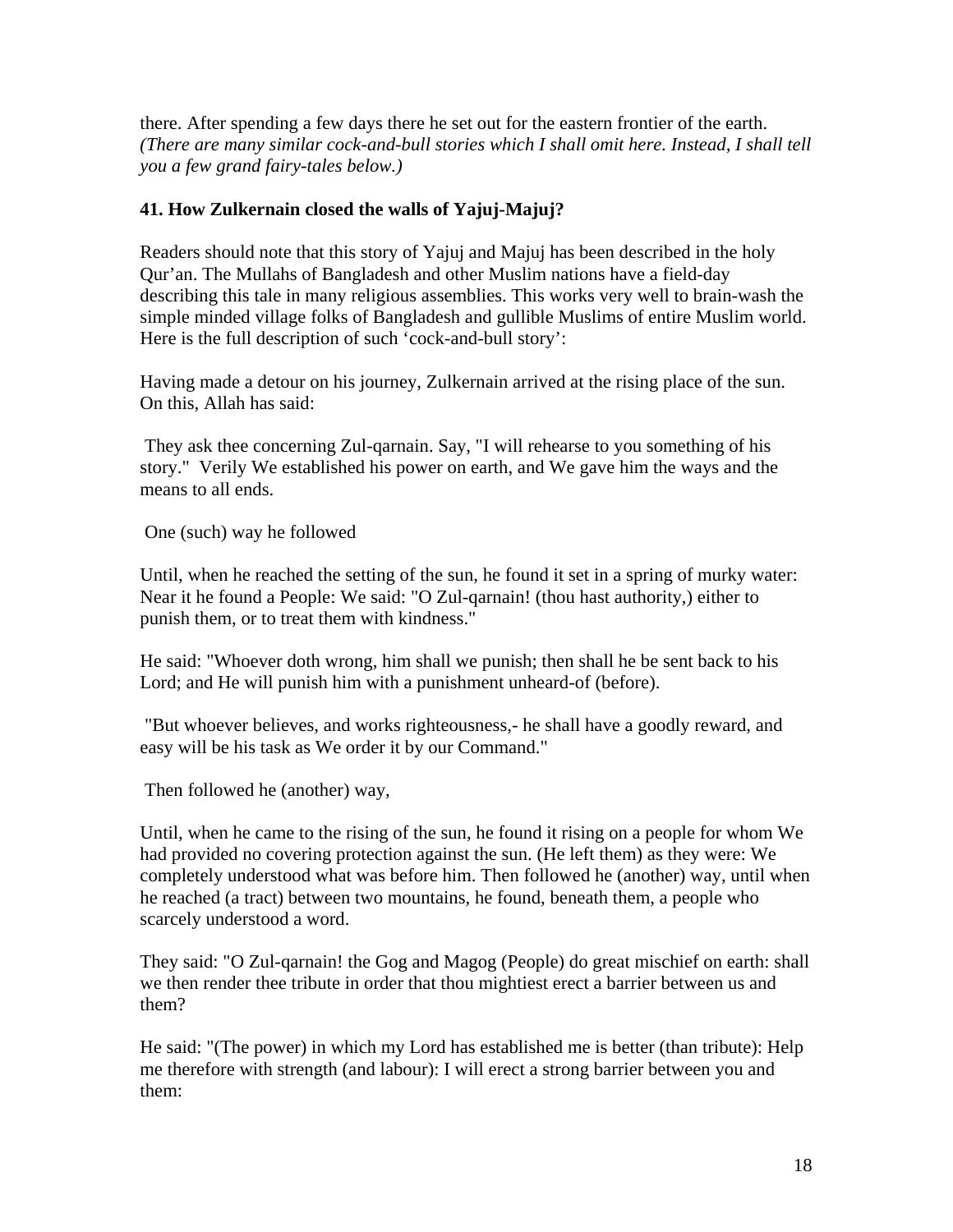there. After spending a few days there he set out for the eastern frontier of the earth. *(There are many similar cock-and-bull stories which I shall omit here. Instead, I shall tell you a few grand fairy-tales below.)*

### 41. How Zulkernain closed the walls of Yajuj-Majuj?

Readers should note that this story of Yajuj and Majuj has been described in the holy Qur'an. The Mullahs of Bangladesh and other Muslim nations have a field-day describing this tale in many religious assemblies. This works very well to brain-wash the simple minded village folks of Bangladesh and gullible Muslims of entire Muslim world. Here is the full description of such 'cock-and-bull story':

Having made a detour on his journey, Zulkernain arrived at the rising place of the sun. On this, Allah has said:

They ask thee concerning Zul-qarnain. Say, "I will rehearse to you something of his story." Verily We established his power on earth, and We gave him the ways and the means to all ends.

One (such) way he followed

Until, when he reached the setting of the sun, he found it set in a spring of murky water: Near it he found a People: We said: "O Zul-qarnain! (thou hast authority,) either to punish them, or to treat them with kindness."

He said: "Whoever doth wrong, him shall we punish; then shall he be sent back to his Lord; and He will punish him with a punishment unheard-of (before).

"But whoever believes, and works righteousness,- he shall have a goodly reward, and easy will be his task as We order it by our Command."

Then followed he (another) way,

Until, when he came to the rising of the sun, he found it rising on a people for whom We had provided no covering protection against the sun. (He left them) as they were: We completely understood what was before him. Then followed he (another) way, until when he reached (a tract) between two mountains, he found, beneath them, a people who scarcely understood a word.

They said: "O Zul-qarnain! the Gog and Magog (People) do great mischief on earth: shall we then render thee tribute in order that thou mightiest erect a barrier between us and them?

He said: "(The power) in which my Lord has established me is better (than tribute): Help me therefore with strength (and labour): I will erect a strong barrier between you and them: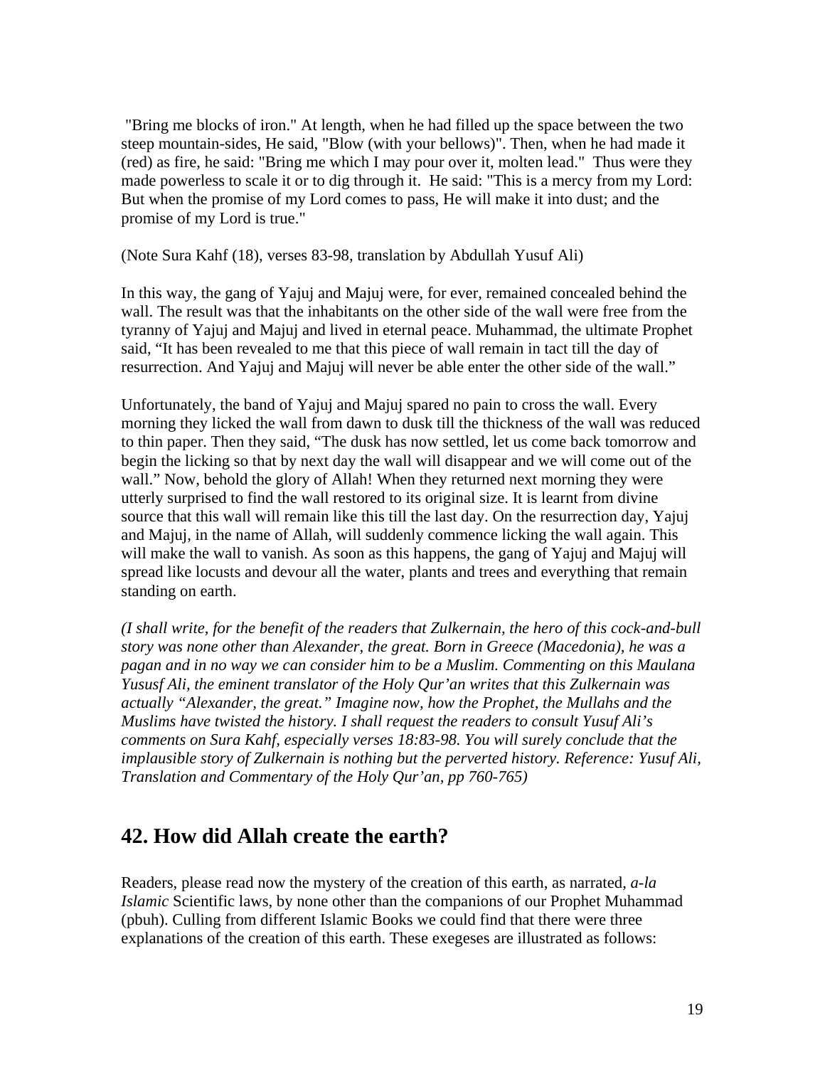"Bring me blocks of iron." At length, when he had filled up the space between the two steep mountain-sides, He said, "Blow (with your bellows)". Then, when he had made it (red) as fire, he said: "Bring me which I may pour over it, molten lead." Thus were they made powerless to scale it or to dig through it. He said: "This is a mercy from my Lord: But when the promise of my Lord comes to pass, He will make it into dust; and the promise of my Lord is true."

(Note Sura Kahf (18), verses 83-98, translation by Abdullah Yusuf Ali)

In this way, the gang of Yajuj and Majuj were, for ever, remained concealed behind the wall. The result was that the inhabitants on the other side of the wall were free from the tyranny of Yajuj and Majuj and lived in eternal peace. Muhammad, the ultimate Prophet said, "It has been revealed to me that this piece of wall remain in tact till the day of resurrection. And Yajuj and Majuj will never be able enter the other side of the wall."

Unfortunately, the band of Yajuj and Majuj spared no pain to cross the wall. Every morning they licked the wall from dawn to dusk till the thickness of the wall was reduced to thin paper. Then they said, "The dusk has now settled, let us come back tomorrow and begin the licking so that by next day the wall will disappear and we will come out of the wall." Now, behold the glory of Allah! When they returned next morning they were utterly surprised to find the wall restored to its original size. It is learnt from divine source that this wall will remain like this till the last day. On the resurrection day, Yajuj and Majuj, in the name of Allah, will suddenly commence licking the wall again. This will make the wall to vanish. As soon as this happens, the gang of Yajuj and Majuj will spread like locusts and devour all the water, plants and trees and everything that remain standing on earth.

*(I shall write, for the benefit of the readers that Zulkernain, the hero of this cock-and-bull story was none other than Alexander, the great. Born in Greece (Macedonia), he was a pagan and in no way we can consider him to be a Muslim. Commenting on this Maulana Yususf Ali, the eminent translator of the Holy Qur'an writes that this Zulkernain was actually "Alexander, the great." Imagine now, how the Prophet, the Mullahs and the Muslims have twisted the history. I shall request the readers to consult Yusuf Ali's comments on Sura Kahf, especially verses 18:83-98. You will surely conclude that the implausible story of Zulkernain is nothing but the perverted history. Reference: Yusuf Ali, Translation and Commentary of the Holy Qur'an, pp 760-765)*

## 42. How did Allah create the earth?

Readers, please read now the mystery of the creation of this earth, as narrated, *a-la Islamic* Scientific laws, by none other than the companions of our Prophet Muhammad (pbuh). Culling from different Islamic Books we could find that there were three explanations of the creation of this earth. These exegeses are illustrated as follows: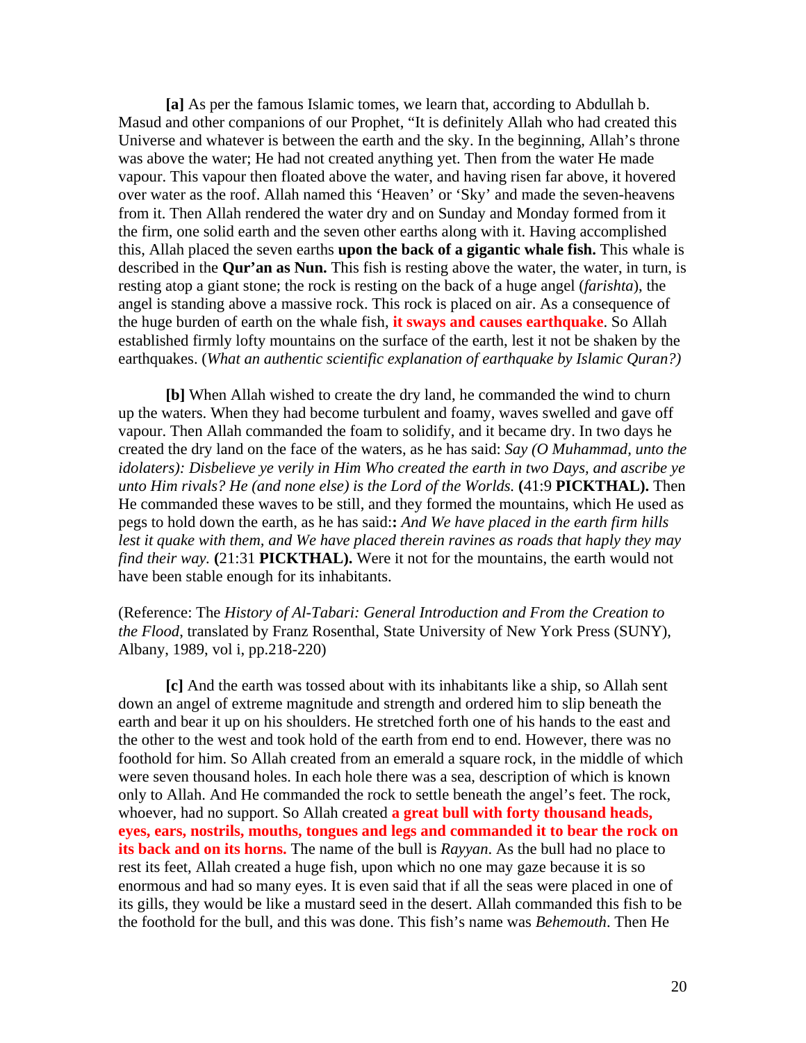**[a]** As per the famous Islamic tomes, we learn that, according to Abdullah b. Masud and other companions of our Prophet, "It is definitely Allah who had created this Universe and whatever is between the earth and the sky. In the beginning, Allah's throne was above the water; He had not created anything yet. Then from the water He made vapour. This vapour then floated above the water, and having risen far above, it hovered over water as the roof. Allah named this 'Heaven' or 'Sky' and made the seven-heavens from it. Then Allah rendered the water dry and on Sunday and Monday formed from it the firm, one solid earth and the seven other earths along with it. Having accomplished this, Allah placed the seven earths **upon the back of a gigantic whale fish.** This whale is described in the **Qur'an as Nun.** This fish is resting above the water, the water, in turn, is resting atop a giant stone; the rock is resting on the back of a huge angel (*farishta*), the angel is standing above a massive rock. This rock is placed on air. As a consequence of the huge burden of earth on the whale fish, **it sways and causes earthquake**. So Allah established firmly lofty mountains on the surface of the earth, lest it not be shaken by the earthquakes. (*What an authentic scientific explanation of earthquake by Islamic Quran?)*

**[b]** When Allah wished to create the dry land, he commanded the wind to churn up the waters. When they had become turbulent and foamy, waves swelled and gave off vapour. Then Allah commanded the foam to solidify, and it became dry. In two days he created the dry land on the face of the waters, as he has said: *Say (O Muhammad, unto the idolaters): Disbelieve ye verily in Him Who created the earth in two Days, and ascribe ye unto Him rivals? He (and none else) is the Lord of the Worlds.* **(**41:9 **PICKTHAL).** Then He commanded these waves to be still, and they formed the mountains, which He used as pegs to hold down the earth, as he has said:**:** *And We have placed in the earth firm hills lest it quake with them, and We have placed therein ravines as roads that haply they may find their way.* **(**21:31 **PICKTHAL).** Were it not for the mountains, the earth would not have been stable enough for its inhabitants.

(Reference: The *History of Al-Tabari: General Introduction and From the Creation to the Flood*, translated by Franz Rosenthal, State University of New York Press (SUNY), Albany, 1989, vol i, pp.218-220)

**[c]** And the earth was tossed about with its inhabitants like a ship, so Allah sent down an angel of extreme magnitude and strength and ordered him to slip beneath the earth and bear it up on his shoulders. He stretched forth one of his hands to the east and the other to the west and took hold of the earth from end to end. However, there was no foothold for him. So Allah created from an emerald a square rock, in the middle of which were seven thousand holes. In each hole there was a sea, description of which is known only to Allah. And He commanded the rock to settle beneath the angel's feet. The rock, whoever, had no support. So Allah created **a great bull with forty thousand heads, eyes, ears, nostrils, mouths, tongues and legs and commanded it to bear the rock on its back and on its horns.** The name of the bull is *Rayyan*. As the bull had no place to rest its feet, Allah created a huge fish, upon which no one may gaze because it is so enormous and had so many eyes. It is even said that if all the seas were placed in one of its gills, they would be like a mustard seed in the desert. Allah commanded this fish to be the foothold for the bull, and this was done. This fish's name was *Behemouth*. Then He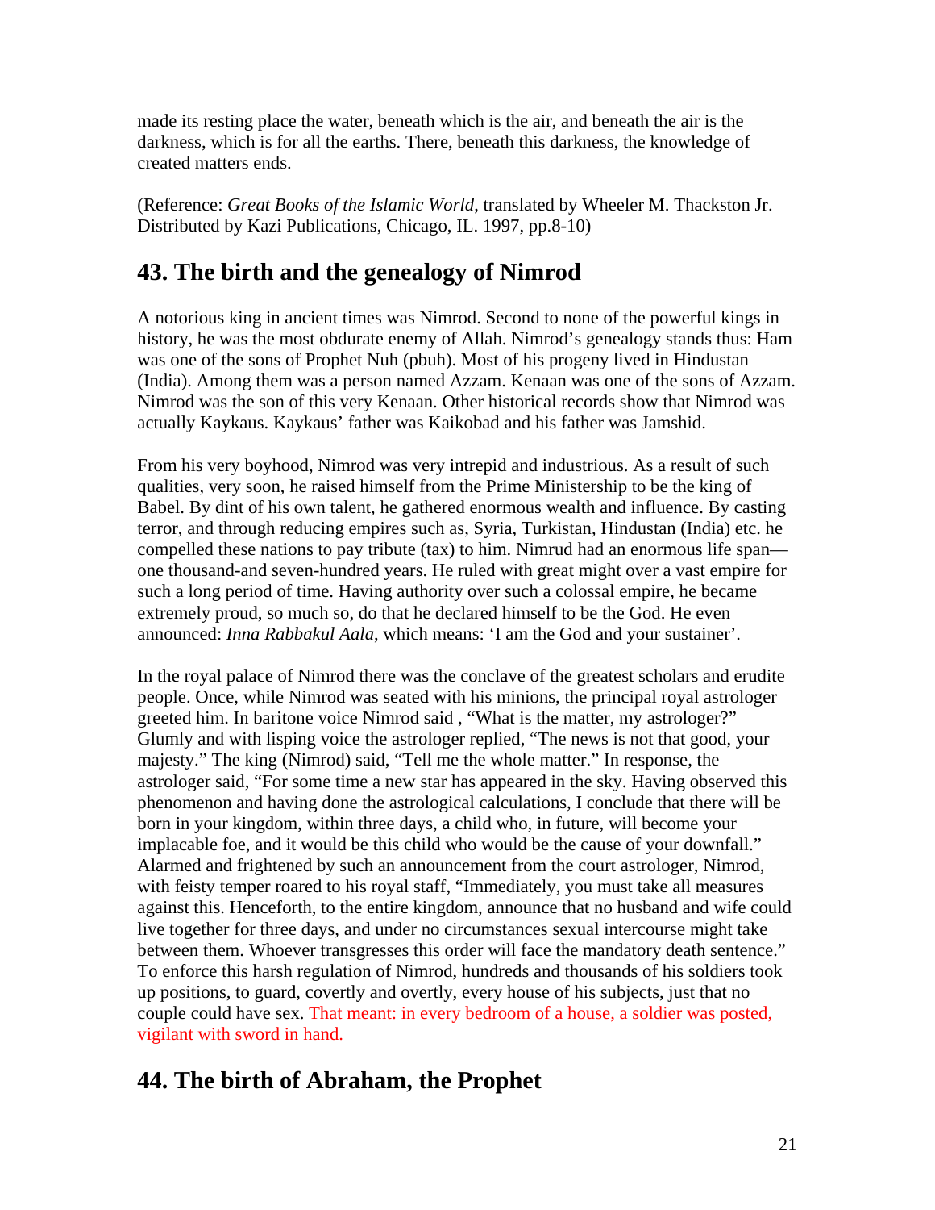made its resting place the water, beneath which is the air, and beneath the air is the darkness, which is for all the earths. There, beneath this darkness, the knowledge of created matters ends.

(Reference: *Great Books of the Islamic World*, translated by Wheeler M. Thackston Jr. Distributed by Kazi Publications, Chicago, IL. 1997, pp.8-10)

## 43. The birth and the genealogy of Nimrod

A notorious king in ancient times was Nimrod. Second to none of the powerful kings in history, he was the most obdurate enemy of Allah. Nimrod's genealogy stands thus: Ham was one of the sons of Prophet Nuh (pbuh). Most of his progeny lived in Hindustan (India). Among them was a person named Azzam. Kenaan was one of the sons of Azzam. Nimrod was the son of this very Kenaan. Other historical records show that Nimrod was actually Kaykaus. Kaykaus' father was Kaikobad and his father was Jamshid.

From his very boyhood, Nimrod was very intrepid and industrious. As a result of such qualities, very soon, he raised himself from the Prime Ministership to be the king of Babel. By dint of his own talent, he gathered enormous wealth and influence. By casting terror, and through reducing empires such as, Syria, Turkistan, Hindustan (India) etc. he compelled these nations to pay tribute (tax) to him. Nimrud had an enormous life span—one thousand-and seven-hundred years. He ruled with great might over a vast empire for such a long period of time. Having authority over such a colossal empire, he became extremely proud, so much so, do that he declared himself to be the God. He even announced: *Inna Rabbakul Aala*, which means: 'I am the God and your sustainer'.

In the royal palace of Nimrod there was the conclave of the greatest scholars and erudite people. Once, while Nimrod was seated with his minions, the principal royal astrologer greeted him. In baritone voice Nimrod said , "What is the matter, my astrologer?" Glumly and with lisping voice the astrologer replied, "The news is not that good, your majesty." The king (Nimrod) said, "Tell me the whole matter." In response, the astrologer said, "For some time a new star has appeared in the sky. Having observed this phenomenon and having done the astrological calculations, I conclude that there will be born in your kingdom, within three days, a child who, in future, will become your implacable foe, and it would be this child who would be the cause of your downfall." Alarmed and frightened by such an announcement from the court astrologer, Nimrod, with feisty temper roared to his royal staff, "Immediately, you must take all measures against this. Henceforth, to the entire kingdom, announce that no husband and wife could live together for three days, and under no circumstances sexual intercourse might take between them. Whoever transgresses this order will face the mandatory death sentence." To enforce this harsh regulation of Nimrod, hundreds and thousands of his soldiers took up positions, to guard, covertly and overtly, every house of his subjects, just that no couple could have sex. That meant: in every bedroom of a house, a soldier was posted, vigilant with sword in hand.

## 44. The birth of Abraham, the Prophet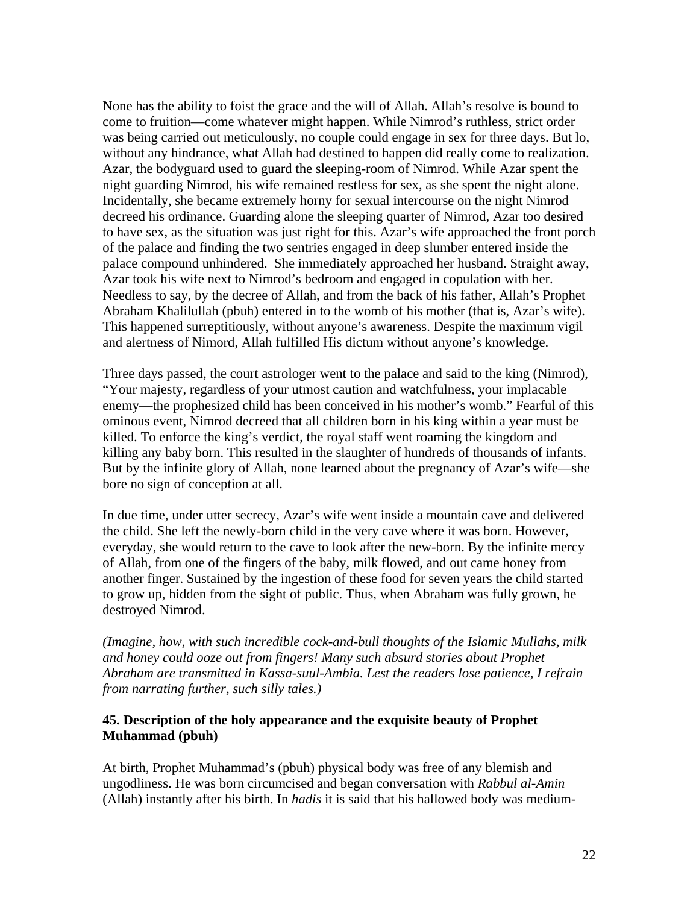None has the ability to foist the grace and the will of Allah. Allah's resolve is bound to come to fruition—come whatever might happen. While Nimrod's ruthless, strict order was being carried out meticulously, no couple could engage in sex for three days. But lo, without any hindrance, what Allah had destined to happen did really come to realization. Azar, the bodyguard used to guard the sleeping-room of Nimrod. While Azar spent the night guarding Nimrod, his wife remained restless for sex, as she spent the night alone. Incidentally, she became extremely horny for sexual intercourse on the night Nimrod decreed his ordinance. Guarding alone the sleeping quarter of Nimrod, Azar too desired to have sex, as the situation was just right for this. Azar's wife approached the front porch of the palace and finding the two sentries engaged in deep slumber entered inside the palace compound unhindered. She immediately approached her husband. Straight away, Azar took his wife next to Nimrod's bedroom and engaged in copulation with her. Needless to say, by the decree of Allah, and from the back of his father, Allah's Prophet Abraham Khalilullah (pbuh) entered in to the womb of his mother (that is, Azar's wife). This happened surreptitiously, without anyone's awareness. Despite the maximum vigil and alertness of Nimord, Allah fulfilled His dictum without anyone's knowledge.

Three days passed, the court astrologer went to the palace and said to the king (Nimrod), "Your majesty, regardless of your utmost caution and watchfulness, your implacable enemy—the prophesized child has been conceived in his mother's womb." Fearful of this ominous event, Nimrod decreed that all children born in his king within a year must be killed. To enforce the king's verdict, the royal staff went roaming the kingdom and killing any baby born. This resulted in the slaughter of hundreds of thousands of infants. But by the infinite glory of Allah, none learned about the pregnancy of Azar's wife—she bore no sign of conception at all.

In due time, under utter secrecy, Azar's wife went inside a mountain cave and delivered the child. She left the newly-born child in the very cave where it was born. However, everyday, she would return to the cave to look after the new-born. By the infinite mercy of Allah, from one of the fingers of the baby, milk flowed, and out came honey from another finger. Sustained by the ingestion of these food for seven years the child started to grow up, hidden from the sight of public. Thus, when Abraham was fully grown, he destroyed Nimrod.

*(Imagine, how, with such incredible cock-and-bull thoughts of the Islamic Mullahs, milk and honey could ooze out from fingers! Many such absurd stories about Prophet Abraham are transmitted in Kassa-suul-Ambia. Lest the readers lose patience, I refrain from narrating further, such silly tales.)*

### 45. Description of the holy appearance and the exquisite beauty of Prophet Muhammad (pbuh)

At birth, Prophet Muhammad's (pbuh) physical body was free of any blemish and ungodliness. He was born circumcised and began conversation with *Rabbul al-Amin* (Allah) instantly after his birth. In *hadis* it is said that his hallowed body was medium-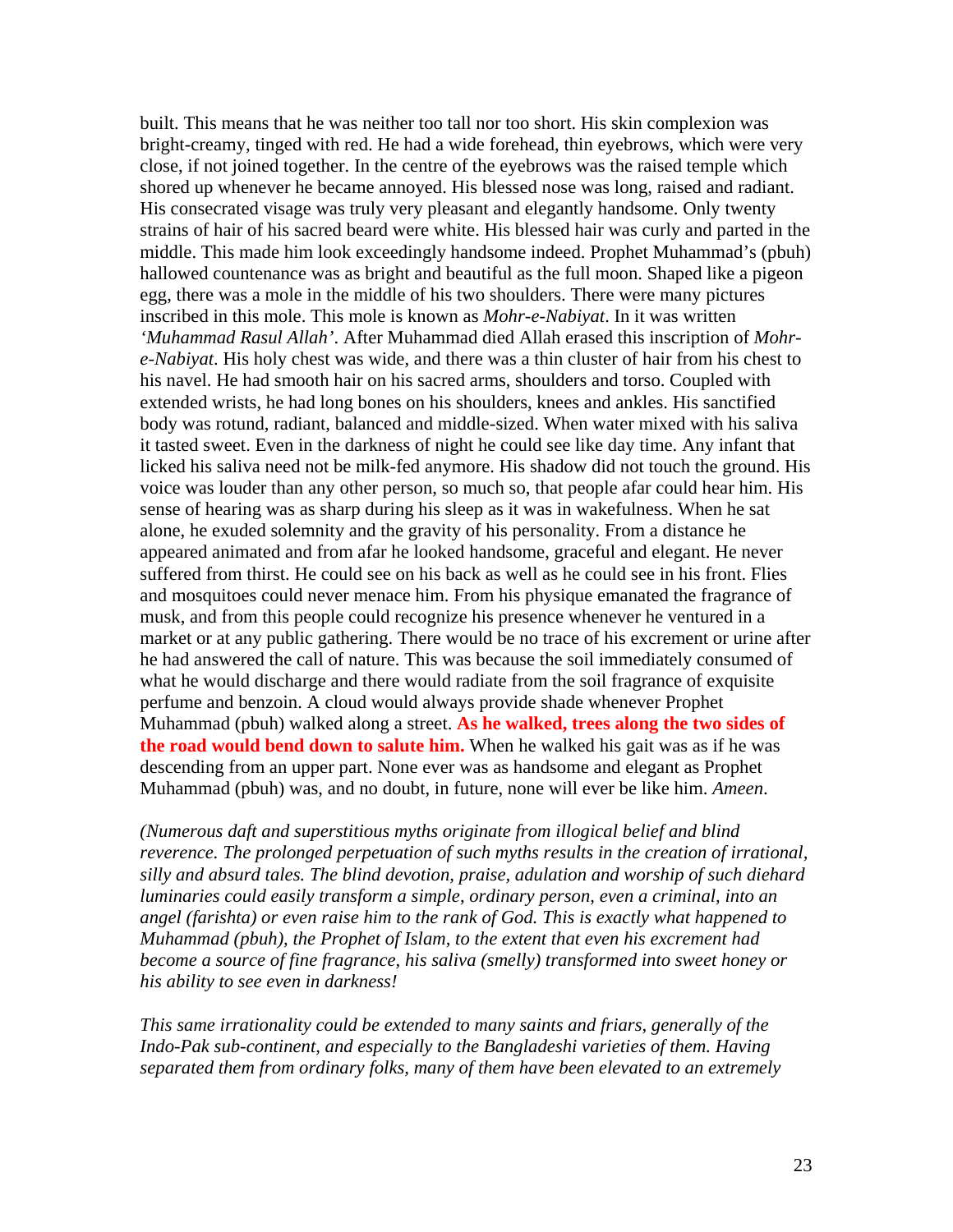built. This means that he was neither too tall nor too short. His skin complexion was bright-creamy, tinged with red. He had a wide forehead, thin eyebrows, which were very close, if not joined together. In the centre of the eyebrows was the raised temple which shored up whenever he became annoyed. His blessed nose was long, raised and radiant. His consecrated visage was truly very pleasant and elegantly handsome. Only twenty strains of hair of his sacred beard were white. His blessed hair was curly and parted in the middle. This made him look exceedingly handsome indeed. Prophet Muhammad's (pbuh) hallowed countenance was as bright and beautiful as the full moon. Shaped like a pigeon egg, there was a mole in the middle of his two shoulders. There were many pictures inscribed in this mole. This mole is known as *Mohr-e-Nabiyat*. In it was written *'Muhammad Rasul Allah'*. After Muhammad died Allah erased this inscription of *Mohr-e-Nabiyat*. His holy chest was wide, and there was a thin cluster of hair from his chest to his navel. He had smooth hair on his sacred arms, shoulders and torso. Coupled with extended wrists, he had long bones on his shoulders, knees and ankles. His sanctified body was rotund, radiant, balanced and middle-sized. When water mixed with his saliva it tasted sweet. Even in the darkness of night he could see like day time. Any infant that licked his saliva need not be milk-fed anymore. His shadow did not touch the ground. His voice was louder than any other person, so much so, that people afar could hear him. His sense of hearing was as sharp during his sleep as it was in wakefulness. When he sat alone, he exuded solemnity and the gravity of his personality. From a distance he appeared animated and from afar he looked handsome, graceful and elegant. He never suffered from thirst. He could see on his back as well as he could see in his front. Flies and mosquitoes could never menace him. From his physique emanated the fragrance of musk, and from this people could recognize his presence whenever he ventured in a market or at any public gathering. There would be no trace of his excrement or urine after he had answered the call of nature. This was because the soil immediately consumed of what he would discharge and there would radiate from the soil fragrance of exquisite perfume and benzoin. A cloud would always provide shade whenever Prophet Muhammad (pbuh) walked along a street. **As he walked, trees along the two sides of the road would bend down to salute him.** When he walked his gait was as if he was descending from an upper part. None ever was as handsome and elegant as Prophet Muhammad (pbuh) was, and no doubt, in future, none will ever be like him. *Ameen*.

*(Numerous daft and superstitious myths originate from illogical belief and blind reverence. The prolonged perpetuation of such myths results in the creation of irrational, silly and absurd tales. The blind devotion, praise, adulation and worship of such diehard luminaries could easily transform a simple, ordinary person, even a criminal, into an angel (farishta) or even raise him to the rank of God. This is exactly what happened to Muhammad (pbuh), the Prophet of Islam, to the extent that even his excrement had become a source of fine fragrance, his saliva (smelly) transformed into sweet honey or his ability to see even in darkness!*

*This same irrationality could be extended to many saints and friars, generally of the Indo-Pak sub-continent, and especially to the Bangladeshi varieties of them. Having separated them from ordinary folks, many of them have been elevated to an extremely*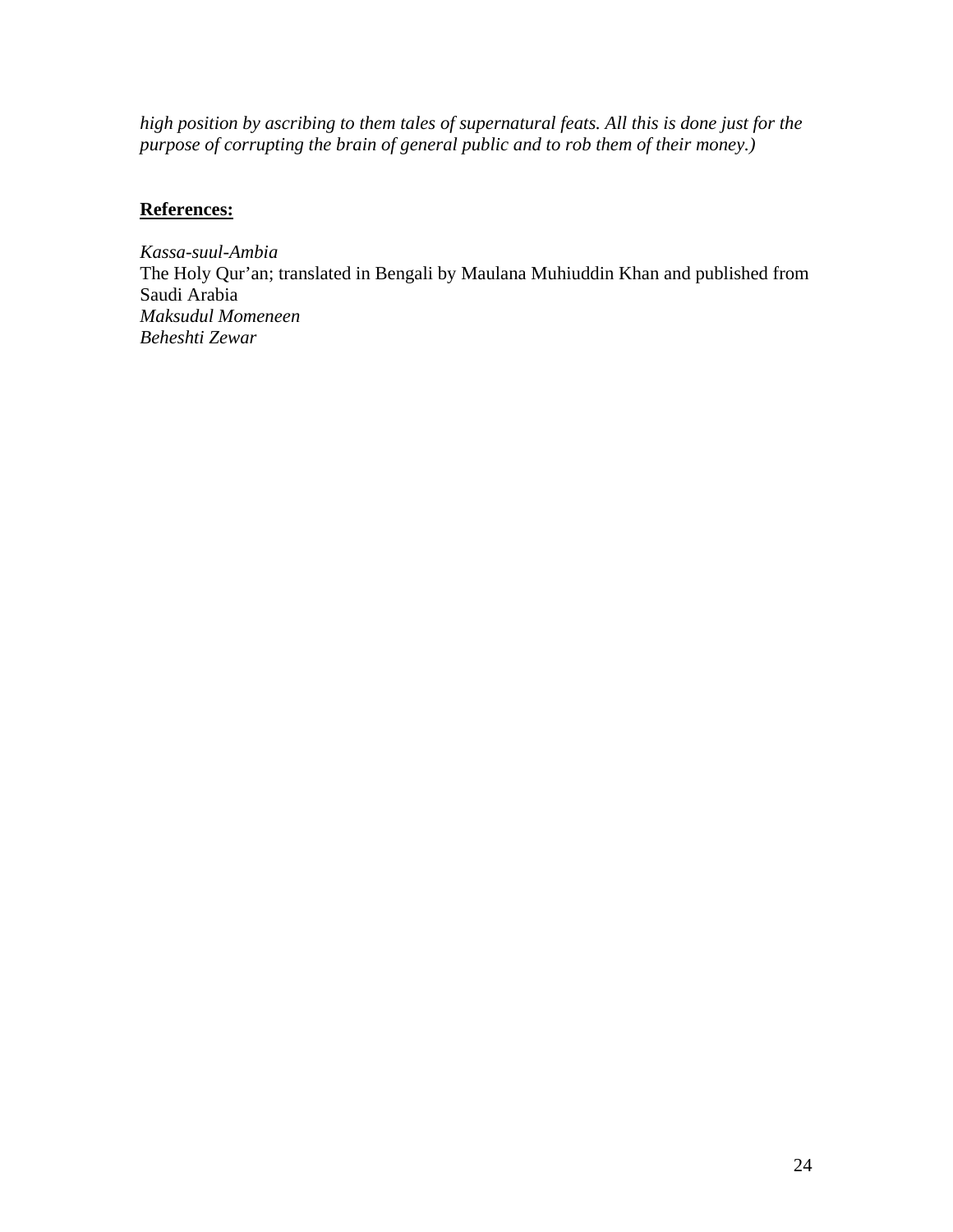*high position by ascribing to them tales of supernatural feats. All this is done just for the purpose of corrupting the brain of general public and to rob them of their money.)*

**References:**

*Kassa-suul-Ambia*
The Holy Qur'an; translated in Bengali by Maulana Muhiuddin Khan and published from Saudi Arabia
*Maksudul Momeneen*
*Beheshti Zewar*